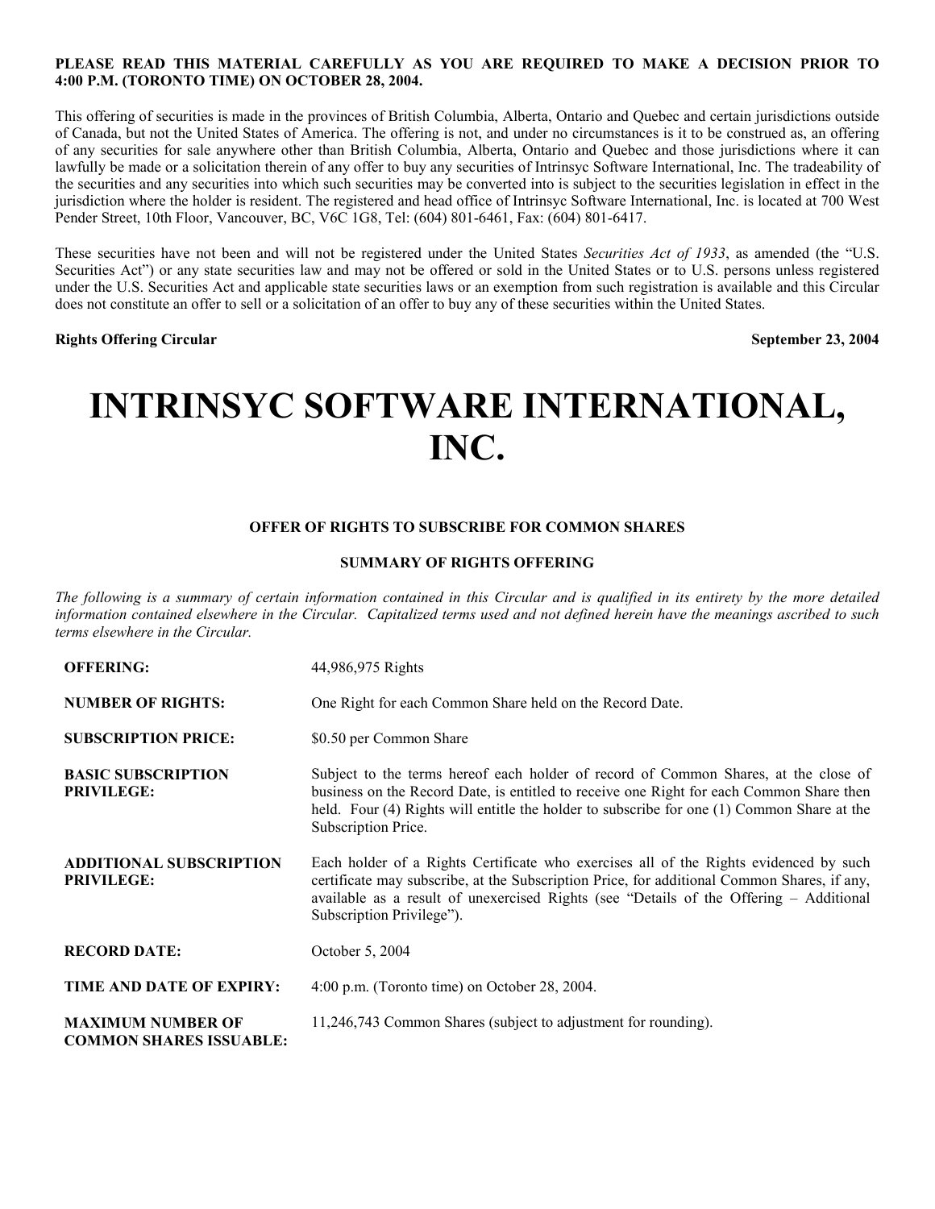**PLEASE READ THIS MATERIAL CAREFULLY AS YOU ARE REQUIRED TO MAKE A DECISION PRIOR TO 4:00 P.M. (TORONTO TIME) ON OCTOBER 28, 2004.**

This offering of securities is made in the provinces of British Columbia, Alberta, Ontario and Quebec and certain jurisdictions outside of Canada, but not the United States of America. The offering is not, and under no circumstances is it to be construed as, an offering of any securities for sale anywhere other than British Columbia, Alberta, Ontario and Quebec and those jurisdictions where it can lawfully be made or a solicitation therein of any offer to buy any securities of Intrinsyc Software International, Inc. The tradeability of the securities and any securities into which such securities may be converted into is subject to the securities legislation in effect in the jurisdiction where the holder is resident. The registered and head office of Intrinsyc Software International, Inc. is located at 700 West Pender Street, 10th Floor, Vancouver, BC, V6C 1G8, Tel: (604) 801-6461, Fax: (604) 801-6417.

These securities have not been and will not be registered under the United States *Securities Act of 1933*, as amended (the "U.S. Securities Act") or any state securities law and may not be offered or sold in the United States or to U.S. persons unless registered under the U.S. Securities Act and applicable state securities laws or an exemption from such registration is available and this Circular does not constitute an offer to sell or a solicitation of an offer to buy any of these securities within the United States.

**Rights Offering Circular** **September 23, 2004**

# INTRINSYC SOFTWARE INTERNATIONAL, INC.

**OFFER OF RIGHTS TO SUBSCRIBE FOR COMMON SHARES**

**SUMMARY OF RIGHTS OFFERING**

*The following is a summary of certain information contained in this Circular and is qualified in its entirety by the more detailed information contained elsewhere in the Circular. Capitalized terms used and not defined herein have the meanings ascribed to such terms elsewhere in the Circular.*

| | |
|---|---|
| **OFFERING:** | 44,986,975 Rights |
| **NUMBER OF RIGHTS:** | One Right for each Common Share held on the Record Date. |
| **SUBSCRIPTION PRICE:** | $0.50 per Common Share |
| **BASIC SUBSCRIPTION PRIVILEGE:** | Subject to the terms hereof each holder of record of Common Shares, at the close of business on the Record Date, is entitled to receive one Right for each Common Share then held. Four (4) Rights will entitle the holder to subscribe for one (1) Common Share at the Subscription Price. |
| **ADDITIONAL SUBSCRIPTION PRIVILEGE:** | Each holder of a Rights Certificate who exercises all of the Rights evidenced by such certificate may subscribe, at the Subscription Price, for additional Common Shares, if any, available as a result of unexercised Rights (see "Details of the Offering – Additional Subscription Privilege"). |
| **RECORD DATE:** | October 5, 2004 |
| **TIME AND DATE OF EXPIRY:** | 4:00 p.m. (Toronto time) on October 28, 2004. |
| **MAXIMUM NUMBER OF COMMON SHARES ISSUABLE:** | 11,246,743 Common Shares (subject to adjustment for rounding). |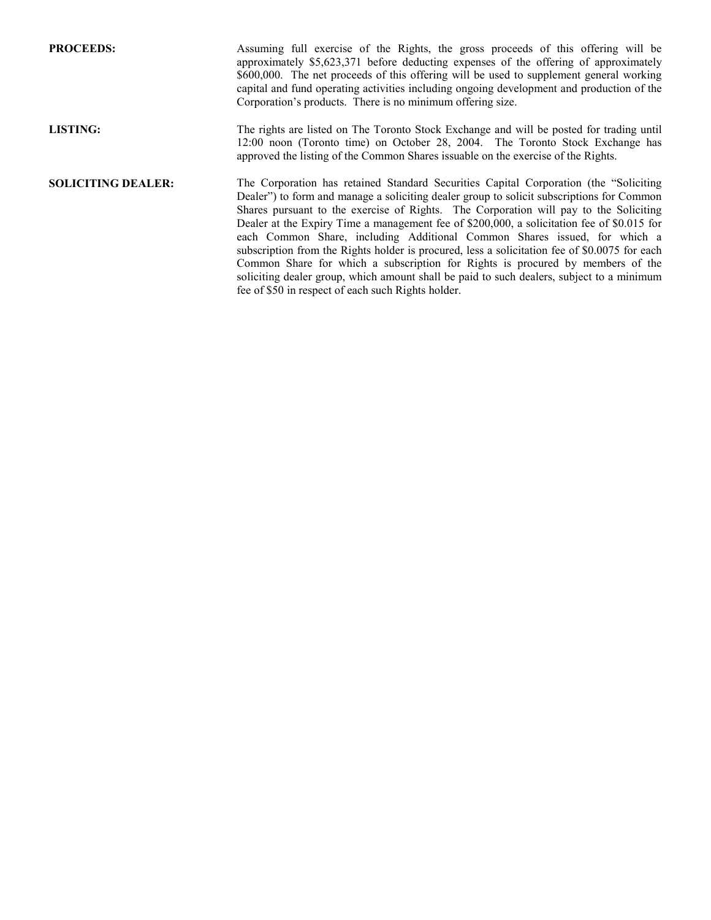**PROCEEDS:** Assuming full exercise of the Rights, the gross proceeds of this offering will be approximately $5,623,371 before deducting expenses of the offering of approximately $600,000. The net proceeds of this offering will be used to supplement general working capital and fund operating activities including ongoing development and production of the Corporation's products. There is no minimum offering size.

**LISTING:** The rights are listed on The Toronto Stock Exchange and will be posted for trading until 12:00 noon (Toronto time) on October 28, 2004. The Toronto Stock Exchange has approved the listing of the Common Shares issuable on the exercise of the Rights.

**SOLICITING DEALER:** The Corporation has retained Standard Securities Capital Corporation (the "Soliciting Dealer") to form and manage a soliciting dealer group to solicit subscriptions for Common Shares pursuant to the exercise of Rights. The Corporation will pay to the Soliciting Dealer at the Expiry Time a management fee of $200,000, a solicitation fee of $0.015 for each Common Share, including Additional Common Shares issued, for which a subscription from the Rights holder is procured, less a solicitation fee of $0.0075 for each Common Share for which a subscription for Rights is procured by members of the soliciting dealer group, which amount shall be paid to such dealers, subject to a minimum fee of $50 in respect of each such Rights holder.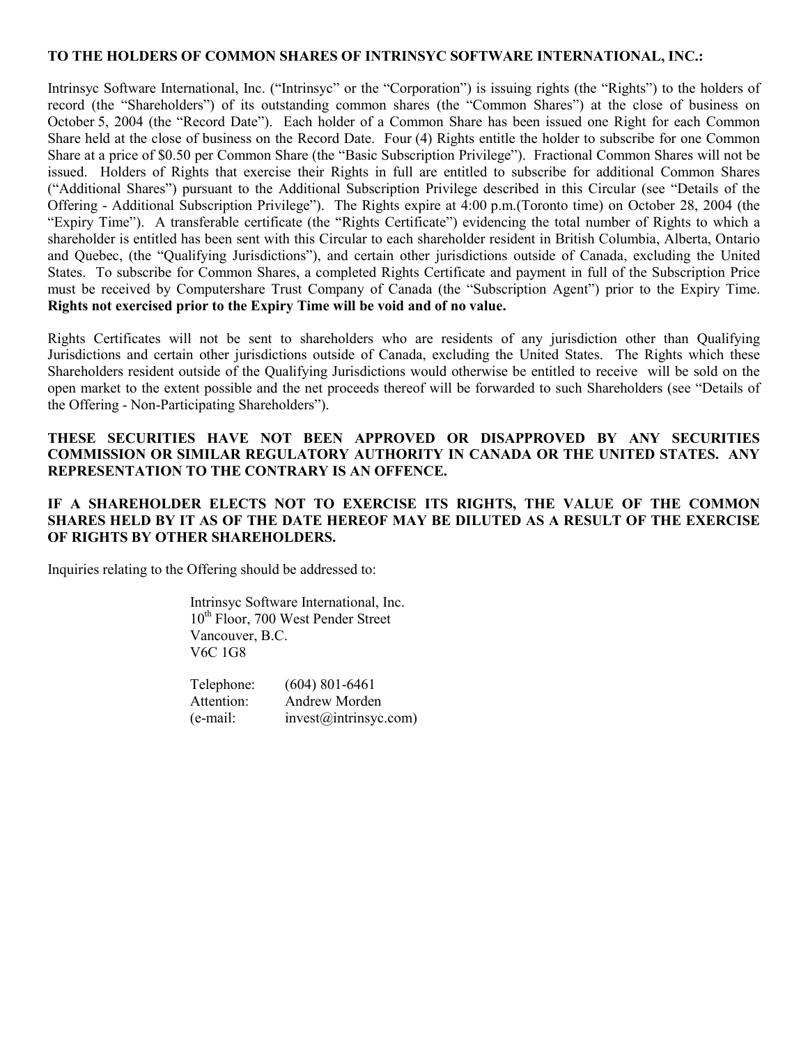**TO THE HOLDERS OF COMMON SHARES OF INTRINSYC SOFTWARE INTERNATIONAL, INC.:**

Intrinsyc Software International, Inc. ("Intrinsyc" or the "Corporation") is issuing rights (the "Rights") to the holders of record (the "Shareholders") of its outstanding common shares (the "Common Shares") at the close of business on October 5, 2004 (the "Record Date"). Each holder of a Common Share has been issued one Right for each Common Share held at the close of business on the Record Date. Four (4) Rights entitle the holder to subscribe for one Common Share at a price of $0.50 per Common Share (the "Basic Subscription Privilege"). Fractional Common Shares will not be issued. Holders of Rights that exercise their Rights in full are entitled to subscribe for additional Common Shares ("Additional Shares") pursuant to the Additional Subscription Privilege described in this Circular (see "Details of the Offering - Additional Subscription Privilege"). The Rights expire at 4:00 p.m.(Toronto time) on October 28, 2004 (the "Expiry Time"). A transferable certificate (the "Rights Certificate") evidencing the total number of Rights to which a shareholder is entitled has been sent with this Circular to each shareholder resident in British Columbia, Alberta, Ontario and Quebec, (the "Qualifying Jurisdictions"), and certain other jurisdictions outside of Canada, excluding the United States. To subscribe for Common Shares, a completed Rights Certificate and payment in full of the Subscription Price must be received by Computershare Trust Company of Canada (the "Subscription Agent") prior to the Expiry Time. **Rights not exercised prior to the Expiry Time will be void and of no value.**

Rights Certificates will not be sent to shareholders who are residents of any jurisdiction other than Qualifying Jurisdictions and certain other jurisdictions outside of Canada, excluding the United States. The Rights which these Shareholders resident outside of the Qualifying Jurisdictions would otherwise be entitled to receive will be sold on the open market to the extent possible and the net proceeds thereof will be forwarded to such Shareholders (see "Details of the Offering - Non-Participating Shareholders").

**THESE SECURITIES HAVE NOT BEEN APPROVED OR DISAPPROVED BY ANY SECURITIES COMMISSION OR SIMILAR REGULATORY AUTHORITY IN CANADA OR THE UNITED STATES. ANY REPRESENTATION TO THE CONTRARY IS AN OFFENCE.**

**IF A SHAREHOLDER ELECTS NOT TO EXERCISE ITS RIGHTS, THE VALUE OF THE COMMON SHARES HELD BY IT AS OF THE DATE HEREOF MAY BE DILUTED AS A RESULT OF THE EXERCISE OF RIGHTS BY OTHER SHAREHOLDERS.**

Inquiries relating to the Offering should be addressed to:

Intrinsyc Software International, Inc.
10th Floor, 700 West Pender Street
Vancouver, B.C.
V6C 1G8

Telephone: (604) 801-6461
Attention: Andrew Morden
(e-mail: invest@intrinsyc.com)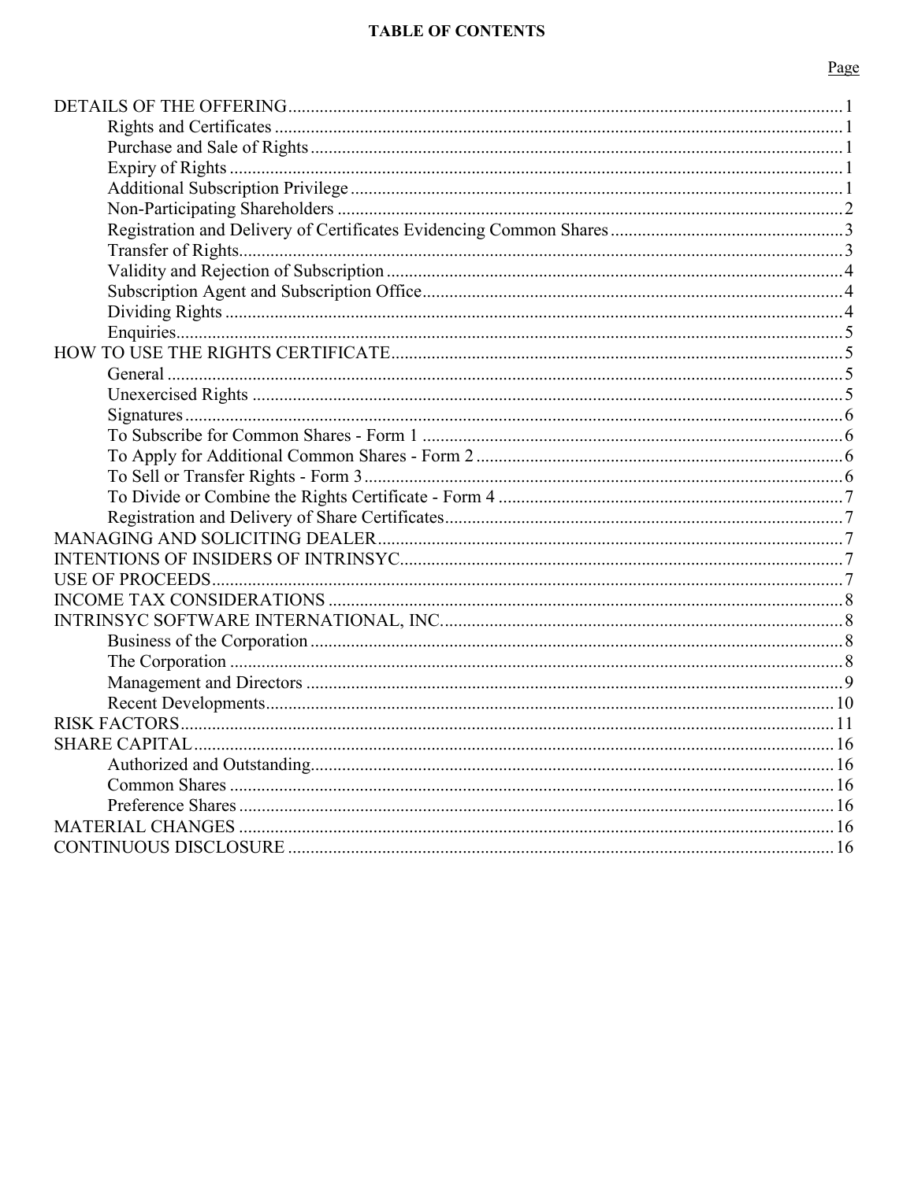# TABLE OF CONTENTS

| | Page |
|---|---|
| DETAILS OF THE OFFERING | 1 |
| Rights and Certificates | 1 |
| Purchase and Sale of Rights | 1 |
| Expiry of Rights | 1 |
| Additional Subscription Privilege | 1 |
| Non-Participating Shareholders | 2 |
| Registration and Delivery of Certificates Evidencing Common Shares | 3 |
| Transfer of Rights | 3 |
| Validity and Rejection of Subscription | 4 |
| Subscription Agent and Subscription Office | 4 |
| Dividing Rights | 4 |
| Enquiries | 5 |
| HOW TO USE THE RIGHTS CERTIFICATE | 5 |
| General | 5 |
| Unexercised Rights | 5 |
| Signatures | 6 |
| To Subscribe for Common Shares - Form 1 | 6 |
| To Apply for Additional Common Shares - Form 2 | 6 |
| To Sell or Transfer Rights - Form 3 | 6 |
| To Divide or Combine the Rights Certificate - Form 4 | 7 |
| Registration and Delivery of Share Certificates | 7 |
| MANAGING AND SOLICITING DEALER | 7 |
| INTENTIONS OF INSIDERS OF INTRINSYC | 7 |
| USE OF PROCEEDS | 7 |
| INCOME TAX CONSIDERATIONS | 8 |
| INTRINSYC SOFTWARE INTERNATIONAL, INC. | 8 |
| Business of the Corporation | 8 |
| The Corporation | 8 |
| Management and Directors | 9 |
| Recent Developments | 10 |
| RISK FACTORS | 11 |
| SHARE CAPITAL | 16 |
| Authorized and Outstanding | 16 |
| Common Shares | 16 |
| Preference Shares | 16 |
| MATERIAL CHANGES | 16 |
| CONTINUOUS DISCLOSURE | 16 |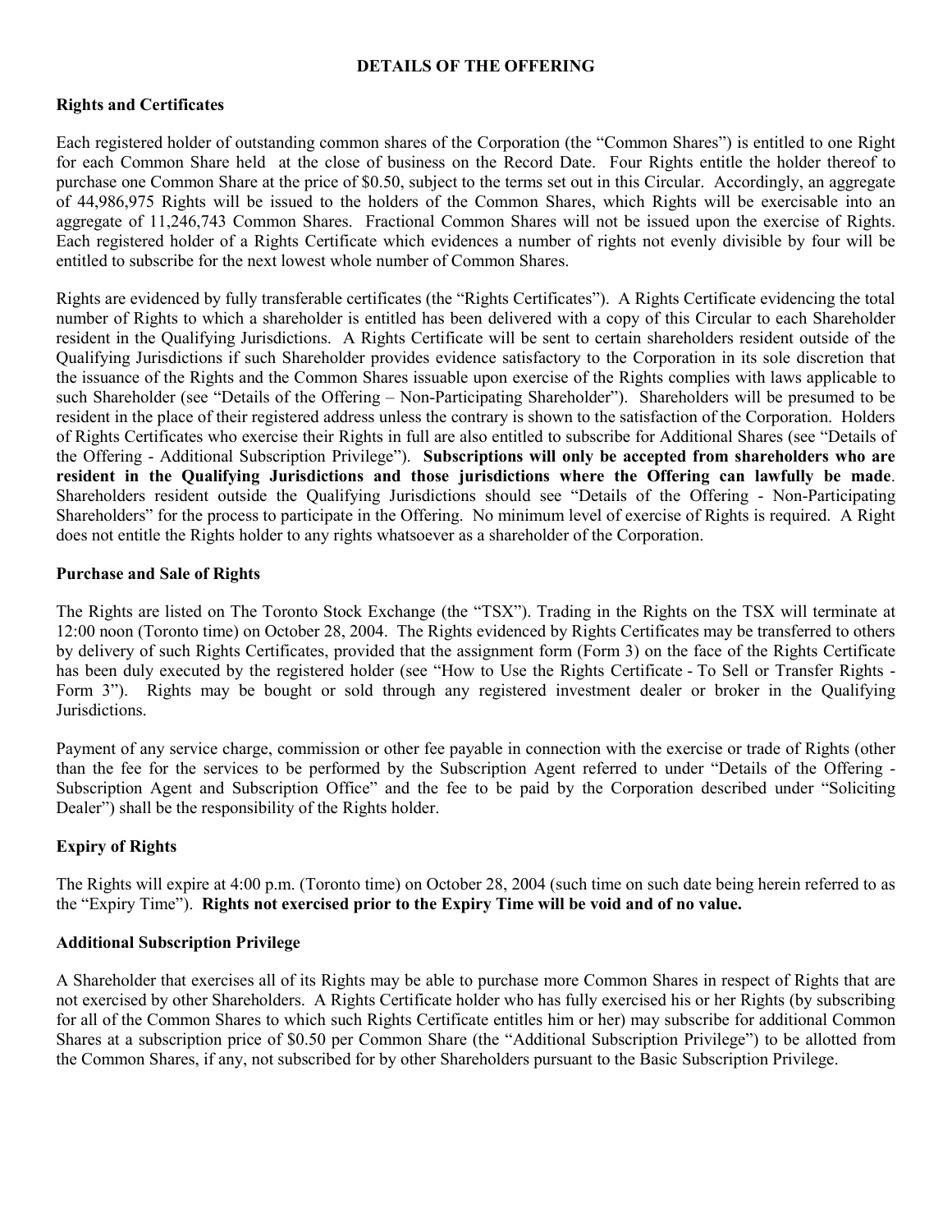## DETAILS OF THE OFFERING

### Rights and Certificates

Each registered holder of outstanding common shares of the Corporation (the "Common Shares") is entitled to one Right for each Common Share held at the close of business on the Record Date. Four Rights entitle the holder thereof to purchase one Common Share at the price of $0.50, subject to the terms set out in this Circular. Accordingly, an aggregate of 44,986,975 Rights will be issued to the holders of the Common Shares, which Rights will be exercisable into an aggregate of 11,246,743 Common Shares. Fractional Common Shares will not be issued upon the exercise of Rights. Each registered holder of a Rights Certificate which evidences a number of rights not evenly divisible by four will be entitled to subscribe for the next lowest whole number of Common Shares.

Rights are evidenced by fully transferable certificates (the "Rights Certificates"). A Rights Certificate evidencing the total number of Rights to which a shareholder is entitled has been delivered with a copy of this Circular to each Shareholder resident in the Qualifying Jurisdictions. A Rights Certificate will be sent to certain shareholders resident outside of the Qualifying Jurisdictions if such Shareholder provides evidence satisfactory to the Corporation in its sole discretion that the issuance of the Rights and the Common Shares issuable upon exercise of the Rights complies with laws applicable to such Shareholder (see "Details of the Offering – Non-Participating Shareholder"). Shareholders will be presumed to be resident in the place of their registered address unless the contrary is shown to the satisfaction of the Corporation. Holders of Rights Certificates who exercise their Rights in full are also entitled to subscribe for Additional Shares (see "Details of the Offering - Additional Subscription Privilege"). **Subscriptions will only be accepted from shareholders who are resident in the Qualifying Jurisdictions and those jurisdictions where the Offering can lawfully be made**. Shareholders resident outside the Qualifying Jurisdictions should see "Details of the Offering - Non-Participating Shareholders" for the process to participate in the Offering. No minimum level of exercise of Rights is required. A Right does not entitle the Rights holder to any rights whatsoever as a shareholder of the Corporation.

### Purchase and Sale of Rights

The Rights are listed on The Toronto Stock Exchange (the "TSX"). Trading in the Rights on the TSX will terminate at 12:00 noon (Toronto time) on October 28, 2004. The Rights evidenced by Rights Certificates may be transferred to others by delivery of such Rights Certificates, provided that the assignment form (Form 3) on the face of the Rights Certificate has been duly executed by the registered holder (see "How to Use the Rights Certificate - To Sell or Transfer Rights - Form 3"). Rights may be bought or sold through any registered investment dealer or broker in the Qualifying Jurisdictions.

Payment of any service charge, commission or other fee payable in connection with the exercise or trade of Rights (other than the fee for the services to be performed by the Subscription Agent referred to under "Details of the Offering - Subscription Agent and Subscription Office" and the fee to be paid by the Corporation described under "Soliciting Dealer") shall be the responsibility of the Rights holder.

### Expiry of Rights

The Rights will expire at 4:00 p.m. (Toronto time) on October 28, 2004 (such time on such date being herein referred to as the "Expiry Time"). **Rights not exercised prior to the Expiry Time will be void and of no value.**

### Additional Subscription Privilege

A Shareholder that exercises all of its Rights may be able to purchase more Common Shares in respect of Rights that are not exercised by other Shareholders. A Rights Certificate holder who has fully exercised his or her Rights (by subscribing for all of the Common Shares to which such Rights Certificate entitles him or her) may subscribe for additional Common Shares at a subscription price of $0.50 per Common Share (the "Additional Subscription Privilege") to be allotted from the Common Shares, if any, not subscribed for by other Shareholders pursuant to the Basic Subscription Privilege.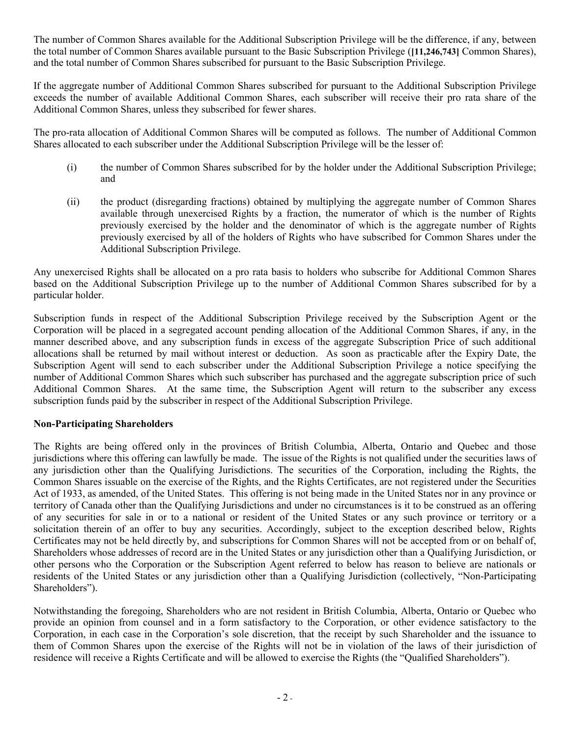The number of Common Shares available for the Additional Subscription Privilege will be the difference, if any, between the total number of Common Shares available pursuant to the Basic Subscription Privilege (**[11,246,743]** Common Shares), and the total number of Common Shares subscribed for pursuant to the Basic Subscription Privilege.

If the aggregate number of Additional Common Shares subscribed for pursuant to the Additional Subscription Privilege exceeds the number of available Additional Common Shares, each subscriber will receive their pro rata share of the Additional Common Shares, unless they subscribed for fewer shares.

The pro-rata allocation of Additional Common Shares will be computed as follows. The number of Additional Common Shares allocated to each subscriber under the Additional Subscription Privilege will be the lesser of:

(i) the number of Common Shares subscribed for by the holder under the Additional Subscription Privilege; and

(ii) the product (disregarding fractions) obtained by multiplying the aggregate number of Common Shares available through unexercised Rights by a fraction, the numerator of which is the number of Rights previously exercised by the holder and the denominator of which is the aggregate number of Rights previously exercised by all of the holders of Rights who have subscribed for Common Shares under the Additional Subscription Privilege.

Any unexercised Rights shall be allocated on a pro rata basis to holders who subscribe for Additional Common Shares based on the Additional Subscription Privilege up to the number of Additional Common Shares subscribed for by a particular holder.

Subscription funds in respect of the Additional Subscription Privilege received by the Subscription Agent or the Corporation will be placed in a segregated account pending allocation of the Additional Common Shares, if any, in the manner described above, and any subscription funds in excess of the aggregate Subscription Price of such additional allocations shall be returned by mail without interest or deduction. As soon as practicable after the Expiry Date, the Subscription Agent will send to each subscriber under the Additional Subscription Privilege a notice specifying the number of Additional Common Shares which such subscriber has purchased and the aggregate subscription price of such Additional Common Shares. At the same time, the Subscription Agent will return to the subscriber any excess subscription funds paid by the subscriber in respect of the Additional Subscription Privilege.

**Non-Participating Shareholders**

The Rights are being offered only in the provinces of British Columbia, Alberta, Ontario and Quebec and those jurisdictions where this offering can lawfully be made. The issue of the Rights is not qualified under the securities laws of any jurisdiction other than the Qualifying Jurisdictions. The securities of the Corporation, including the Rights, the Common Shares issuable on the exercise of the Rights, and the Rights Certificates, are not registered under the Securities Act of 1933, as amended, of the United States. This offering is not being made in the United States nor in any province or territory of Canada other than the Qualifying Jurisdictions and under no circumstances is it to be construed as an offering of any securities for sale in or to a national or resident of the United States or any such province or territory or a solicitation therein of an offer to buy any securities. Accordingly, subject to the exception described below, Rights Certificates may not be held directly by, and subscriptions for Common Shares will not be accepted from or on behalf of, Shareholders whose addresses of record are in the United States or any jurisdiction other than a Qualifying Jurisdiction, or other persons who the Corporation or the Subscription Agent referred to below has reason to believe are nationals or residents of the United States or any jurisdiction other than a Qualifying Jurisdiction (collectively, "Non-Participating Shareholders").

Notwithstanding the foregoing, Shareholders who are not resident in British Columbia, Alberta, Ontario or Quebec who provide an opinion from counsel and in a form satisfactory to the Corporation, or other evidence satisfactory to the Corporation, in each case in the Corporation's sole discretion, that the receipt by such Shareholder and the issuance to them of Common Shares upon the exercise of the Rights will not be in violation of the laws of their jurisdiction of residence will receive a Rights Certificate and will be allowed to exercise the Rights (the "Qualified Shareholders").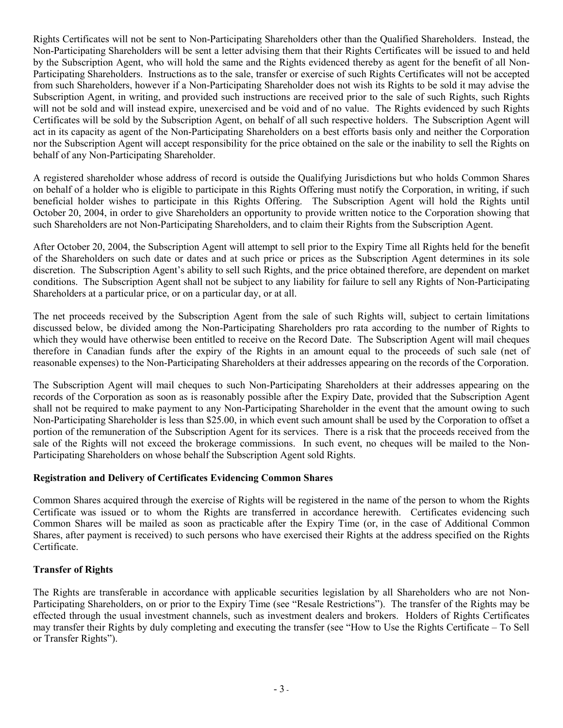Rights Certificates will not be sent to Non-Participating Shareholders other than the Qualified Shareholders. Instead, the Non-Participating Shareholders will be sent a letter advising them that their Rights Certificates will be issued to and held by the Subscription Agent, who will hold the same and the Rights evidenced thereby as agent for the benefit of all Non-Participating Shareholders. Instructions as to the sale, transfer or exercise of such Rights Certificates will not be accepted from such Shareholders, however if a Non-Participating Shareholder does not wish its Rights to be sold it may advise the Subscription Agent, in writing, and provided such instructions are received prior to the sale of such Rights, such Rights will not be sold and will instead expire, unexercised and be void and of no value. The Rights evidenced by such Rights Certificates will be sold by the Subscription Agent, on behalf of all such respective holders. The Subscription Agent will act in its capacity as agent of the Non-Participating Shareholders on a best efforts basis only and neither the Corporation nor the Subscription Agent will accept responsibility for the price obtained on the sale or the inability to sell the Rights on behalf of any Non-Participating Shareholder.

A registered shareholder whose address of record is outside the Qualifying Jurisdictions but who holds Common Shares on behalf of a holder who is eligible to participate in this Rights Offering must notify the Corporation, in writing, if such beneficial holder wishes to participate in this Rights Offering. The Subscription Agent will hold the Rights until October 20, 2004, in order to give Shareholders an opportunity to provide written notice to the Corporation showing that such Shareholders are not Non-Participating Shareholders, and to claim their Rights from the Subscription Agent.

After October 20, 2004, the Subscription Agent will attempt to sell prior to the Expiry Time all Rights held for the benefit of the Shareholders on such date or dates and at such price or prices as the Subscription Agent determines in its sole discretion. The Subscription Agent's ability to sell such Rights, and the price obtained therefore, are dependent on market conditions. The Subscription Agent shall not be subject to any liability for failure to sell any Rights of Non-Participating Shareholders at a particular price, or on a particular day, or at all.

The net proceeds received by the Subscription Agent from the sale of such Rights will, subject to certain limitations discussed below, be divided among the Non-Participating Shareholders pro rata according to the number of Rights to which they would have otherwise been entitled to receive on the Record Date. The Subscription Agent will mail cheques therefore in Canadian funds after the expiry of the Rights in an amount equal to the proceeds of such sale (net of reasonable expenses) to the Non-Participating Shareholders at their addresses appearing on the records of the Corporation.

The Subscription Agent will mail cheques to such Non-Participating Shareholders at their addresses appearing on the records of the Corporation as soon as is reasonably possible after the Expiry Date, provided that the Subscription Agent shall not be required to make payment to any Non-Participating Shareholder in the event that the amount owing to such Non-Participating Shareholder is less than $25.00, in which event such amount shall be used by the Corporation to offset a portion of the remuneration of the Subscription Agent for its services. There is a risk that the proceeds received from the sale of the Rights will not exceed the brokerage commissions. In such event, no cheques will be mailed to the Non-Participating Shareholders on whose behalf the Subscription Agent sold Rights.

**Registration and Delivery of Certificates Evidencing Common Shares**

Common Shares acquired through the exercise of Rights will be registered in the name of the person to whom the Rights Certificate was issued or to whom the Rights are transferred in accordance herewith. Certificates evidencing such Common Shares will be mailed as soon as practicable after the Expiry Time (or, in the case of Additional Common Shares, after payment is received) to such persons who have exercised their Rights at the address specified on the Rights Certificate.

**Transfer of Rights**

The Rights are transferable in accordance with applicable securities legislation by all Shareholders who are not Non-Participating Shareholders, on or prior to the Expiry Time (see "Resale Restrictions"). The transfer of the Rights may be effected through the usual investment channels, such as investment dealers and brokers. Holders of Rights Certificates may transfer their Rights by duly completing and executing the transfer (see "How to Use the Rights Certificate – To Sell or Transfer Rights").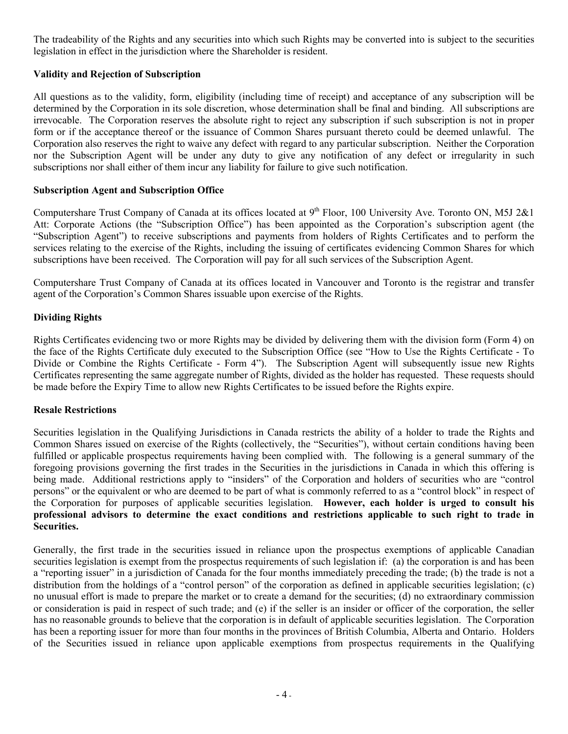The tradeability of the Rights and any securities into which such Rights may be converted into is subject to the securities legislation in effect in the jurisdiction where the Shareholder is resident.

### Validity and Rejection of Subscription

All questions as to the validity, form, eligibility (including time of receipt) and acceptance of any subscription will be determined by the Corporation in its sole discretion, whose determination shall be final and binding. All subscriptions are irrevocable. The Corporation reserves the absolute right to reject any subscription if such subscription is not in proper form or if the acceptance thereof or the issuance of Common Shares pursuant thereto could be deemed unlawful. The Corporation also reserves the right to waive any defect with regard to any particular subscription. Neither the Corporation nor the Subscription Agent will be under any duty to give any notification of any defect or irregularity in such subscriptions nor shall either of them incur any liability for failure to give such notification.

### Subscription Agent and Subscription Office

Computershare Trust Company of Canada at its offices located at 9th Floor, 100 University Ave. Toronto ON, M5J 2&1 Att: Corporate Actions (the "Subscription Office") has been appointed as the Corporation's subscription agent (the "Subscription Agent") to receive subscriptions and payments from holders of Rights Certificates and to perform the services relating to the exercise of the Rights, including the issuing of certificates evidencing Common Shares for which subscriptions have been received. The Corporation will pay for all such services of the Subscription Agent.

Computershare Trust Company of Canada at its offices located in Vancouver and Toronto is the registrar and transfer agent of the Corporation's Common Shares issuable upon exercise of the Rights.

### Dividing Rights

Rights Certificates evidencing two or more Rights may be divided by delivering them with the division form (Form 4) on the face of the Rights Certificate duly executed to the Subscription Office (see "How to Use the Rights Certificate - To Divide or Combine the Rights Certificate - Form 4"). The Subscription Agent will subsequently issue new Rights Certificates representing the same aggregate number of Rights, divided as the holder has requested. These requests should be made before the Expiry Time to allow new Rights Certificates to be issued before the Rights expire.

### Resale Restrictions

Securities legislation in the Qualifying Jurisdictions in Canada restricts the ability of a holder to trade the Rights and Common Shares issued on exercise of the Rights (collectively, the "Securities"), without certain conditions having been fulfilled or applicable prospectus requirements having been complied with. The following is a general summary of the foregoing provisions governing the first trades in the Securities in the jurisdictions in Canada in which this offering is being made. Additional restrictions apply to "insiders" of the Corporation and holders of securities who are "control persons" or the equivalent or who are deemed to be part of what is commonly referred to as a "control block" in respect of the Corporation for purposes of applicable securities legislation. **However, each holder is urged to consult his professional advisors to determine the exact conditions and restrictions applicable to such right to trade in Securities.**

Generally, the first trade in the securities issued in reliance upon the prospectus exemptions of applicable Canadian securities legislation is exempt from the prospectus requirements of such legislation if: (a) the corporation is and has been a "reporting issuer" in a jurisdiction of Canada for the four months immediately preceding the trade; (b) the trade is not a distribution from the holdings of a "control person" of the corporation as defined in applicable securities legislation; (c) no unusual effort is made to prepare the market or to create a demand for the securities; (d) no extraordinary commission or consideration is paid in respect of such trade; and (e) if the seller is an insider or officer of the corporation, the seller has no reasonable grounds to believe that the corporation is in default of applicable securities legislation. The Corporation has been a reporting issuer for more than four months in the provinces of British Columbia, Alberta and Ontario. Holders of the Securities issued in reliance upon applicable exemptions from prospectus requirements in the Qualifying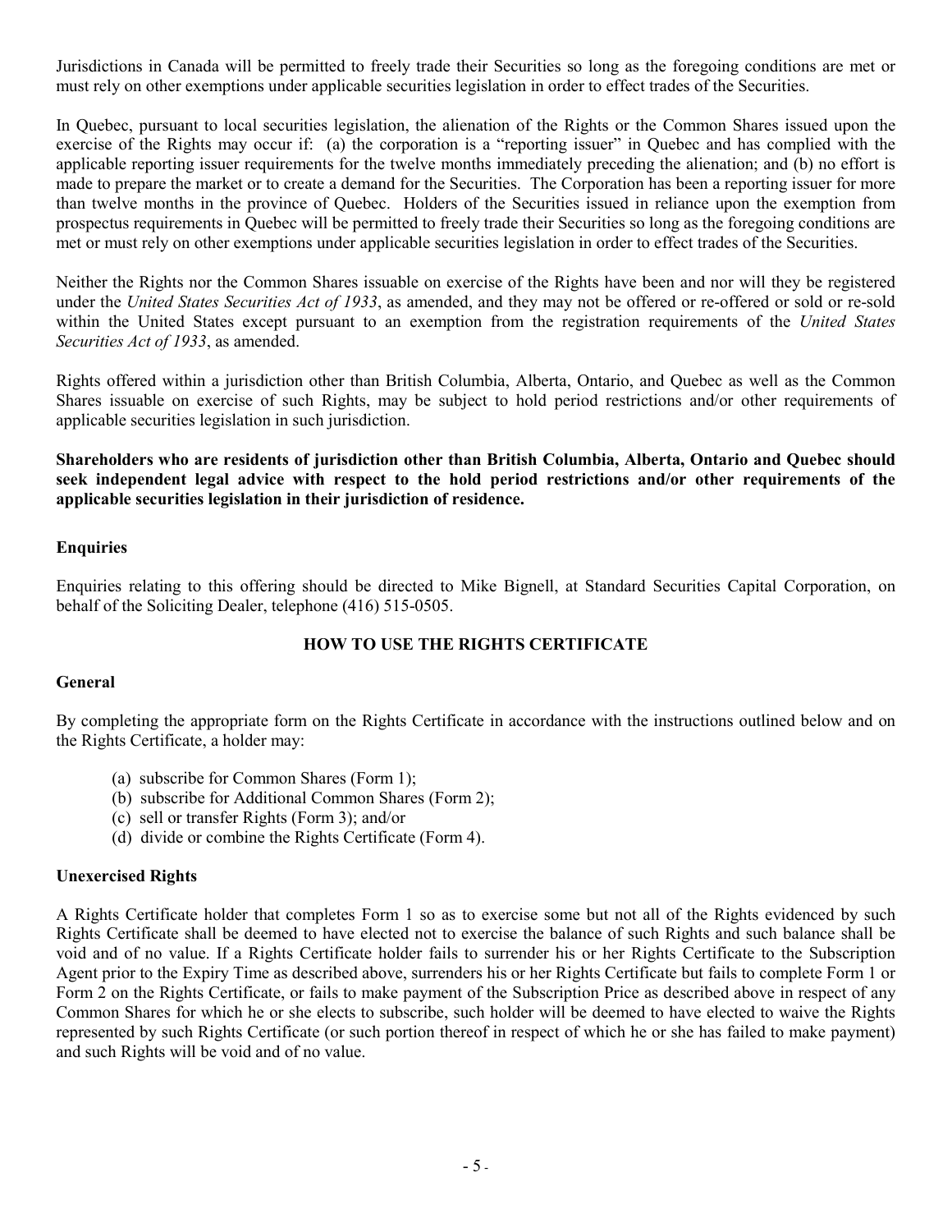Jurisdictions in Canada will be permitted to freely trade their Securities so long as the foregoing conditions are met or must rely on other exemptions under applicable securities legislation in order to effect trades of the Securities.

In Quebec, pursuant to local securities legislation, the alienation of the Rights or the Common Shares issued upon the exercise of the Rights may occur if: (a) the corporation is a "reporting issuer" in Quebec and has complied with the applicable reporting issuer requirements for the twelve months immediately preceding the alienation; and (b) no effort is made to prepare the market or to create a demand for the Securities. The Corporation has been a reporting issuer for more than twelve months in the province of Quebec. Holders of the Securities issued in reliance upon the exemption from prospectus requirements in Quebec will be permitted to freely trade their Securities so long as the foregoing conditions are met or must rely on other exemptions under applicable securities legislation in order to effect trades of the Securities.

Neither the Rights nor the Common Shares issuable on exercise of the Rights have been and nor will they be registered under the *United States Securities Act of 1933*, as amended, and they may not be offered or re-offered or sold or re-sold within the United States except pursuant to an exemption from the registration requirements of the *United States Securities Act of 1933*, as amended.

Rights offered within a jurisdiction other than British Columbia, Alberta, Ontario, and Quebec as well as the Common Shares issuable on exercise of such Rights, may be subject to hold period restrictions and/or other requirements of applicable securities legislation in such jurisdiction.

**Shareholders who are residents of jurisdiction other than British Columbia, Alberta, Ontario and Quebec should seek independent legal advice with respect to the hold period restrictions and/or other requirements of the applicable securities legislation in their jurisdiction of residence.**

### Enquiries

Enquiries relating to this offering should be directed to Mike Bignell, at Standard Securities Capital Corporation, on behalf of the Soliciting Dealer, telephone (416) 515-0505.

## HOW TO USE THE RIGHTS CERTIFICATE

### General

By completing the appropriate form on the Rights Certificate in accordance with the instructions outlined below and on the Rights Certificate, a holder may:

(a) subscribe for Common Shares (Form 1);
(b) subscribe for Additional Common Shares (Form 2);
(c) sell or transfer Rights (Form 3); and/or
(d) divide or combine the Rights Certificate (Form 4).

### Unexercised Rights

A Rights Certificate holder that completes Form 1 so as to exercise some but not all of the Rights evidenced by such Rights Certificate shall be deemed to have elected not to exercise the balance of such Rights and such balance shall be void and of no value. If a Rights Certificate holder fails to surrender his or her Rights Certificate to the Subscription Agent prior to the Expiry Time as described above, surrenders his or her Rights Certificate but fails to complete Form 1 or Form 2 on the Rights Certificate, or fails to make payment of the Subscription Price as described above in respect of any Common Shares for which he or she elects to subscribe, such holder will be deemed to have elected to waive the Rights represented by such Rights Certificate (or such portion thereof in respect of which he or she has failed to make payment) and such Rights will be void and of no value.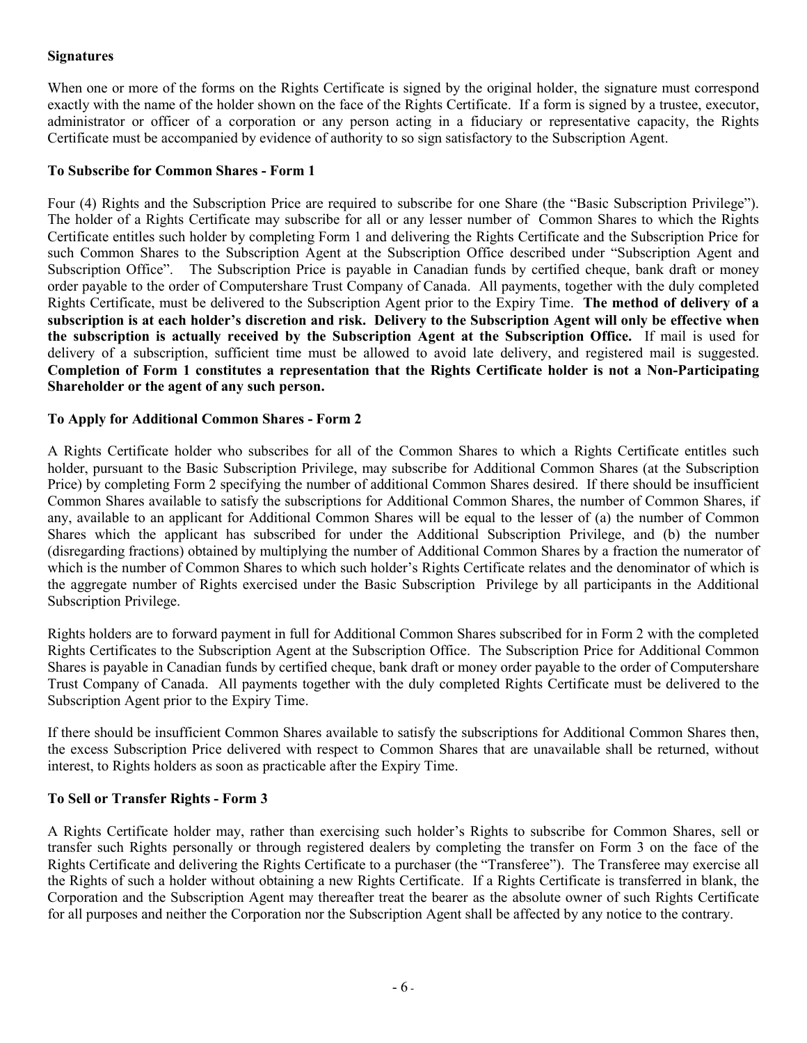**Signatures**

When one or more of the forms on the Rights Certificate is signed by the original holder, the signature must correspond exactly with the name of the holder shown on the face of the Rights Certificate. If a form is signed by a trustee, executor, administrator or officer of a corporation or any person acting in a fiduciary or representative capacity, the Rights Certificate must be accompanied by evidence of authority to so sign satisfactory to the Subscription Agent.

**To Subscribe for Common Shares - Form 1**

Four (4) Rights and the Subscription Price are required to subscribe for one Share (the "Basic Subscription Privilege"). The holder of a Rights Certificate may subscribe for all or any lesser number of Common Shares to which the Rights Certificate entitles such holder by completing Form 1 and delivering the Rights Certificate and the Subscription Price for such Common Shares to the Subscription Agent at the Subscription Office described under "Subscription Agent and Subscription Office". The Subscription Price is payable in Canadian funds by certified cheque, bank draft or money order payable to the order of Computershare Trust Company of Canada. All payments, together with the duly completed Rights Certificate, must be delivered to the Subscription Agent prior to the Expiry Time. **The method of delivery of a subscription is at each holder's discretion and risk. Delivery to the Subscription Agent will only be effective when the subscription is actually received by the Subscription Agent at the Subscription Office.** If mail is used for delivery of a subscription, sufficient time must be allowed to avoid late delivery, and registered mail is suggested. **Completion of Form 1 constitutes a representation that the Rights Certificate holder is not a Non-Participating Shareholder or the agent of any such person.**

**To Apply for Additional Common Shares - Form 2**

A Rights Certificate holder who subscribes for all of the Common Shares to which a Rights Certificate entitles such holder, pursuant to the Basic Subscription Privilege, may subscribe for Additional Common Shares (at the Subscription Price) by completing Form 2 specifying the number of additional Common Shares desired. If there should be insufficient Common Shares available to satisfy the subscriptions for Additional Common Shares, the number of Common Shares, if any, available to an applicant for Additional Common Shares will be equal to the lesser of (a) the number of Common Shares which the applicant has subscribed for under the Additional Subscription Privilege, and (b) the number (disregarding fractions) obtained by multiplying the number of Additional Common Shares by a fraction the numerator of which is the number of Common Shares to which such holder's Rights Certificate relates and the denominator of which is the aggregate number of Rights exercised under the Basic Subscription Privilege by all participants in the Additional Subscription Privilege.

Rights holders are to forward payment in full for Additional Common Shares subscribed for in Form 2 with the completed Rights Certificates to the Subscription Agent at the Subscription Office. The Subscription Price for Additional Common Shares is payable in Canadian funds by certified cheque, bank draft or money order payable to the order of Computershare Trust Company of Canada. All payments together with the duly completed Rights Certificate must be delivered to the Subscription Agent prior to the Expiry Time.

If there should be insufficient Common Shares available to satisfy the subscriptions for Additional Common Shares then, the excess Subscription Price delivered with respect to Common Shares that are unavailable shall be returned, without interest, to Rights holders as soon as practicable after the Expiry Time.

**To Sell or Transfer Rights - Form 3**

A Rights Certificate holder may, rather than exercising such holder's Rights to subscribe for Common Shares, sell or transfer such Rights personally or through registered dealers by completing the transfer on Form 3 on the face of the Rights Certificate and delivering the Rights Certificate to a purchaser (the "Transferee"). The Transferee may exercise all the Rights of such a holder without obtaining a new Rights Certificate. If a Rights Certificate is transferred in blank, the Corporation and the Subscription Agent may thereafter treat the bearer as the absolute owner of such Rights Certificate for all purposes and neither the Corporation nor the Subscription Agent shall be affected by any notice to the contrary.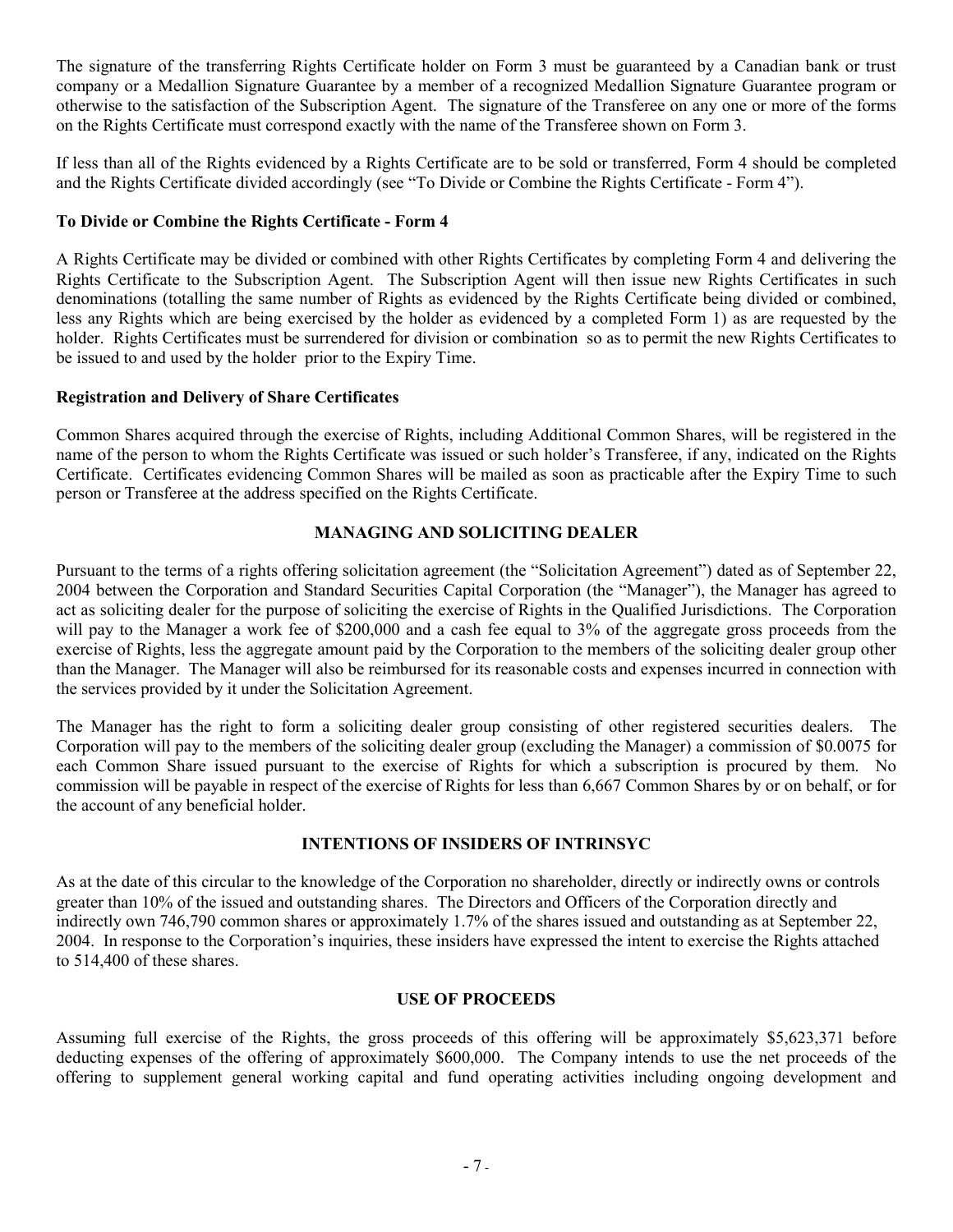The signature of the transferring Rights Certificate holder on Form 3 must be guaranteed by a Canadian bank or trust company or a Medallion Signature Guarantee by a member of a recognized Medallion Signature Guarantee program or otherwise to the satisfaction of the Subscription Agent. The signature of the Transferee on any one or more of the forms on the Rights Certificate must correspond exactly with the name of the Transferee shown on Form 3.

If less than all of the Rights evidenced by a Rights Certificate are to be sold or transferred, Form 4 should be completed and the Rights Certificate divided accordingly (see "To Divide or Combine the Rights Certificate - Form 4").

**To Divide or Combine the Rights Certificate - Form 4**

A Rights Certificate may be divided or combined with other Rights Certificates by completing Form 4 and delivering the Rights Certificate to the Subscription Agent. The Subscription Agent will then issue new Rights Certificates in such denominations (totalling the same number of Rights as evidenced by the Rights Certificate being divided or combined, less any Rights which are being exercised by the holder as evidenced by a completed Form 1) as are requested by the holder. Rights Certificates must be surrendered for division or combination so as to permit the new Rights Certificates to be issued to and used by the holder prior to the Expiry Time.

**Registration and Delivery of Share Certificates**

Common Shares acquired through the exercise of Rights, including Additional Common Shares, will be registered in the name of the person to whom the Rights Certificate was issued or such holder's Transferee, if any, indicated on the Rights Certificate. Certificates evidencing Common Shares will be mailed as soon as practicable after the Expiry Time to such person or Transferee at the address specified on the Rights Certificate.

## MANAGING AND SOLICITING DEALER

Pursuant to the terms of a rights offering solicitation agreement (the "Solicitation Agreement") dated as of September 22, 2004 between the Corporation and Standard Securities Capital Corporation (the "Manager"), the Manager has agreed to act as soliciting dealer for the purpose of soliciting the exercise of Rights in the Qualified Jurisdictions. The Corporation will pay to the Manager a work fee of \$200,000 and a cash fee equal to 3% of the aggregate gross proceeds from the exercise of Rights, less the aggregate amount paid by the Corporation to the members of the soliciting dealer group other than the Manager. The Manager will also be reimbursed for its reasonable costs and expenses incurred in connection with the services provided by it under the Solicitation Agreement.

The Manager has the right to form a soliciting dealer group consisting of other registered securities dealers. The Corporation will pay to the members of the soliciting dealer group (excluding the Manager) a commission of \$0.0075 for each Common Share issued pursuant to the exercise of Rights for which a subscription is procured by them. No commission will be payable in respect of the exercise of Rights for less than 6,667 Common Shares by or on behalf, or for the account of any beneficial holder.

## INTENTIONS OF INSIDERS OF INTRINSYC

As at the date of this circular to the knowledge of the Corporation no shareholder, directly or indirectly owns or controls greater than 10% of the issued and outstanding shares. The Directors and Officers of the Corporation directly and indirectly own 746,790 common shares or approximately 1.7% of the shares issued and outstanding as at September 22, 2004. In response to the Corporation's inquiries, these insiders have expressed the intent to exercise the Rights attached to 514,400 of these shares.

## USE OF PROCEEDS

Assuming full exercise of the Rights, the gross proceeds of this offering will be approximately \$5,623,371 before deducting expenses of the offering of approximately \$600,000. The Company intends to use the net proceeds of the offering to supplement general working capital and fund operating activities including ongoing development and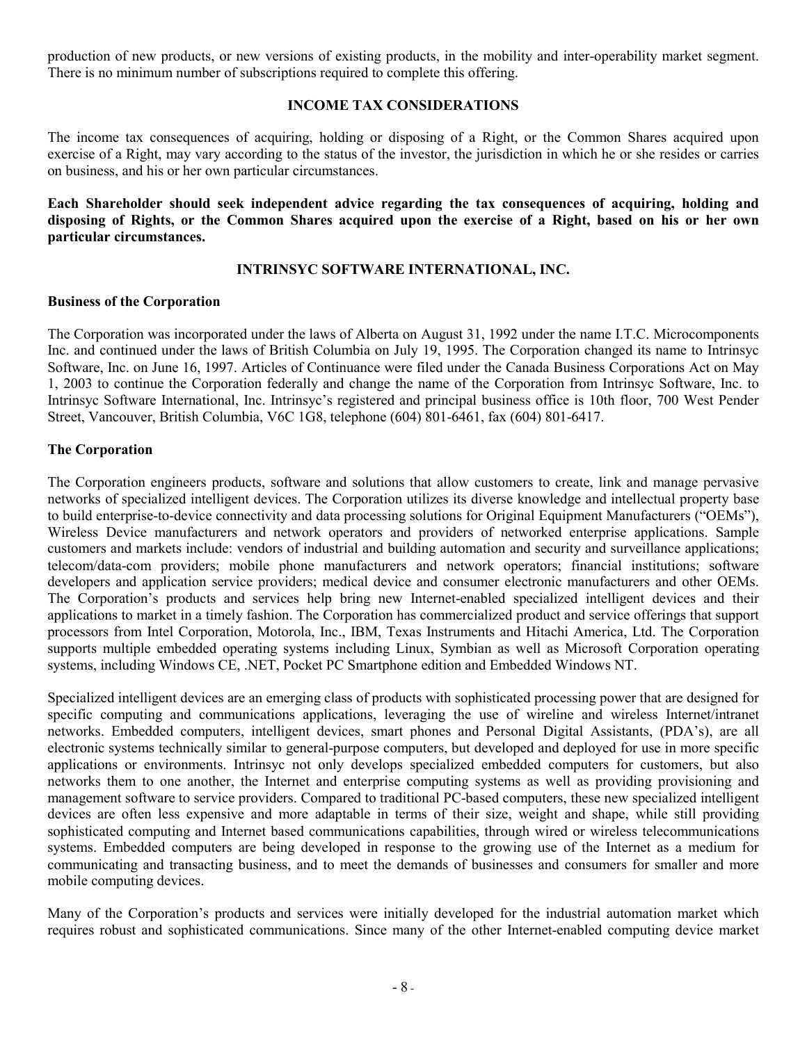production of new products, or new versions of existing products, in the mobility and inter-operability market segment. There is no minimum number of subscriptions required to complete this offering.

## INCOME TAX CONSIDERATIONS

The income tax consequences of acquiring, holding or disposing of a Right, or the Common Shares acquired upon exercise of a Right, may vary according to the status of the investor, the jurisdiction in which he or she resides or carries on business, and his or her own particular circumstances.

**Each Shareholder should seek independent advice regarding the tax consequences of acquiring, holding and disposing of Rights, or the Common Shares acquired upon the exercise of a Right, based on his or her own particular circumstances.**

## INTRINSYC SOFTWARE INTERNATIONAL, INC.

### Business of the Corporation

The Corporation was incorporated under the laws of Alberta on August 31, 1992 under the name I.T.C. Microcomponents Inc. and continued under the laws of British Columbia on July 19, 1995. The Corporation changed its name to Intrinsyc Software, Inc. on June 16, 1997. Articles of Continuance were filed under the Canada Business Corporations Act on May 1, 2003 to continue the Corporation federally and change the name of the Corporation from Intrinsyc Software, Inc. to Intrinsyc Software International, Inc. Intrinsyc's registered and principal business office is 10th floor, 700 West Pender Street, Vancouver, British Columbia, V6C 1G8, telephone (604) 801-6461, fax (604) 801-6417.

### The Corporation

The Corporation engineers products, software and solutions that allow customers to create, link and manage pervasive networks of specialized intelligent devices. The Corporation utilizes its diverse knowledge and intellectual property base to build enterprise-to-device connectivity and data processing solutions for Original Equipment Manufacturers ("OEMs"), Wireless Device manufacturers and network operators and providers of networked enterprise applications. Sample customers and markets include: vendors of industrial and building automation and security and surveillance applications; telecom/data-com providers; mobile phone manufacturers and network operators; financial institutions; software developers and application service providers; medical device and consumer electronic manufacturers and other OEMs. The Corporation's products and services help bring new Internet-enabled specialized intelligent devices and their applications to market in a timely fashion. The Corporation has commercialized product and service offerings that support processors from Intel Corporation, Motorola, Inc., IBM, Texas Instruments and Hitachi America, Ltd. The Corporation supports multiple embedded operating systems including Linux, Symbian as well as Microsoft Corporation operating systems, including Windows CE, .NET, Pocket PC Smartphone edition and Embedded Windows NT.

Specialized intelligent devices are an emerging class of products with sophisticated processing power that are designed for specific computing and communications applications, leveraging the use of wireline and wireless Internet/intranet networks. Embedded computers, intelligent devices, smart phones and Personal Digital Assistants, (PDA's), are all electronic systems technically similar to general-purpose computers, but developed and deployed for use in more specific applications or environments. Intrinsyc not only develops specialized embedded computers for customers, but also networks them to one another, the Internet and enterprise computing systems as well as providing provisioning and management software to service providers. Compared to traditional PC-based computers, these new specialized intelligent devices are often less expensive and more adaptable in terms of their size, weight and shape, while still providing sophisticated computing and Internet based communications capabilities, through wired or wireless telecommunications systems. Embedded computers are being developed in response to the growing use of the Internet as a medium for communicating and transacting business, and to meet the demands of businesses and consumers for smaller and more mobile computing devices.

Many of the Corporation's products and services were initially developed for the industrial automation market which requires robust and sophisticated communications. Since many of the other Internet-enabled computing device market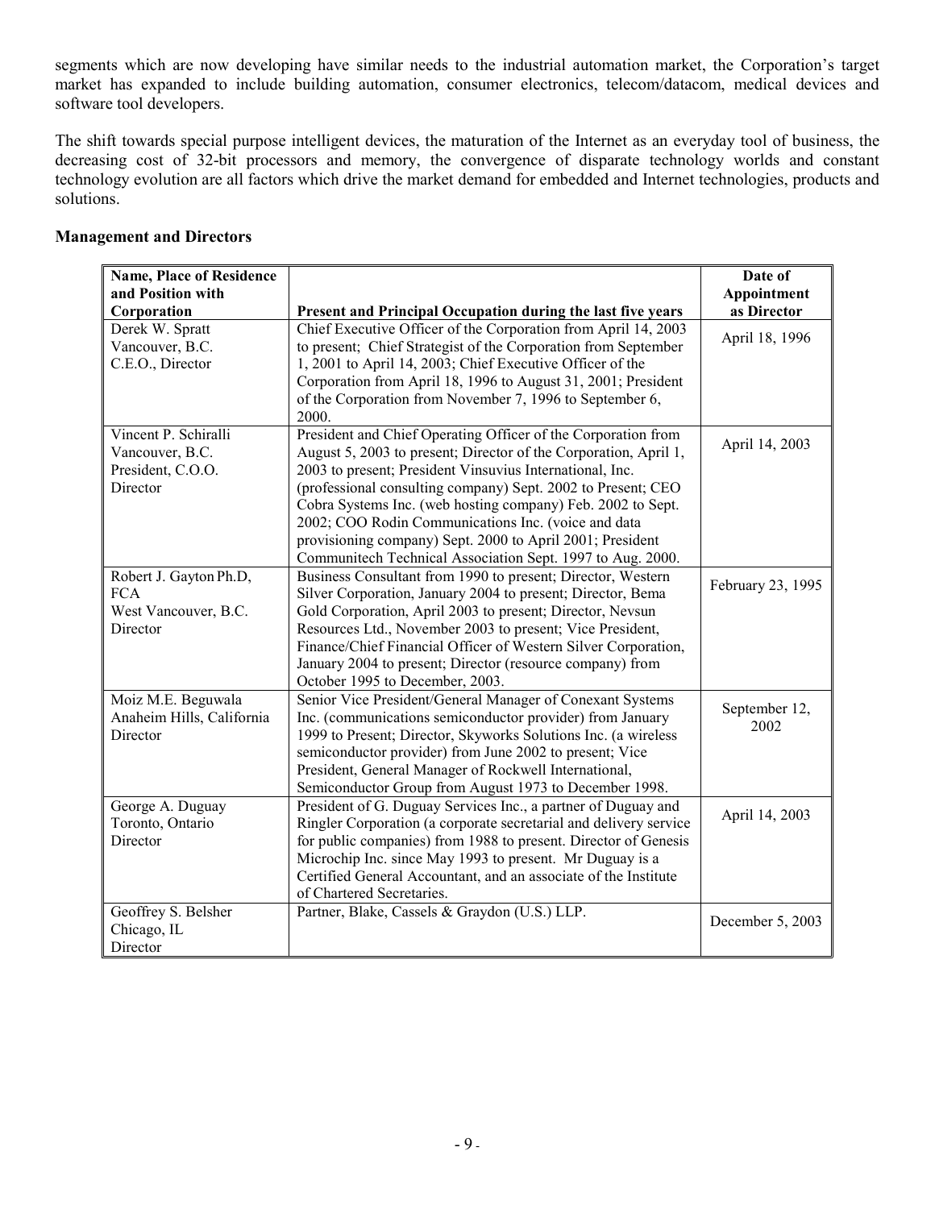segments which are now developing have similar needs to the industrial automation market, the Corporation's target market has expanded to include building automation, consumer electronics, telecom/datacom, medical devices and software tool developers.

The shift towards special purpose intelligent devices, the maturation of the Internet as an everyday tool of business, the decreasing cost of 32-bit processors and memory, the convergence of disparate technology worlds and constant technology evolution are all factors which drive the market demand for embedded and Internet technologies, products and solutions.

**Management and Directors**

| Name, Place of Residence and Position with Corporation | Present and Principal Occupation during the last five years | Date of Appointment as Director |
|---|---|---|
| Derek W. Spratt<br>Vancouver, B.C.<br>C.E.O., Director | Chief Executive Officer of the Corporation from April 14, 2003 to present; Chief Strategist of the Corporation from September 1, 2001 to April 14, 2003; Chief Executive Officer of the Corporation from April 18, 1996 to August 31, 2001; President of the Corporation from November 7, 1996 to September 6, 2000. | April 18, 1996 |
| Vincent P. Schiralli<br>Vancouver, B.C.<br>President, C.O.O.<br>Director | President and Chief Operating Officer of the Corporation from August 5, 2003 to present; Director of the Corporation, April 1, 2003 to present; President Vinsuvius International, Inc. (professional consulting company) Sept. 2002 to Present; CEO Cobra Systems Inc. (web hosting company) Feb. 2002 to Sept. 2002; COO Rodin Communications Inc. (voice and data provisioning company) Sept. 2000 to April 2001; President Communitech Technical Association Sept. 1997 to Aug. 2000. | April 14, 2003 |
| Robert J. Gayton Ph.D, FCA<br>West Vancouver, B.C.<br>Director | Business Consultant from 1990 to present; Director, Western Silver Corporation, January 2004 to present; Director, Bema Gold Corporation, April 2003 to present; Director, Nevsun Resources Ltd., November 2003 to present; Vice President, Finance/Chief Financial Officer of Western Silver Corporation, January 2004 to present; Director (resource company) from October 1995 to December, 2003. | February 23, 1995 |
| Moiz M.E. Beguwala<br>Anaheim Hills, California<br>Director | Senior Vice President/General Manager of Conexant Systems Inc. (communications semiconductor provider) from January 1999 to Present; Director, Skyworks Solutions Inc. (a wireless semiconductor provider) from June 2002 to present; Vice President, General Manager of Rockwell International, Semiconductor Group from August 1973 to December 1998. | September 12, 2002 |
| George A. Duguay<br>Toronto, Ontario<br>Director | President of G. Duguay Services Inc., a partner of Duguay and Ringler Corporation (a corporate secretarial and delivery service for public companies) from 1988 to present. Director of Genesis Microchip Inc. since May 1993 to present. Mr Duguay is a Certified General Accountant, and an associate of the Institute of Chartered Secretaries. | April 14, 2003 |
| Geoffrey S. Belsher<br>Chicago, IL<br>Director | Partner, Blake, Cassels & Graydon (U.S.) LLP. | December 5, 2003 |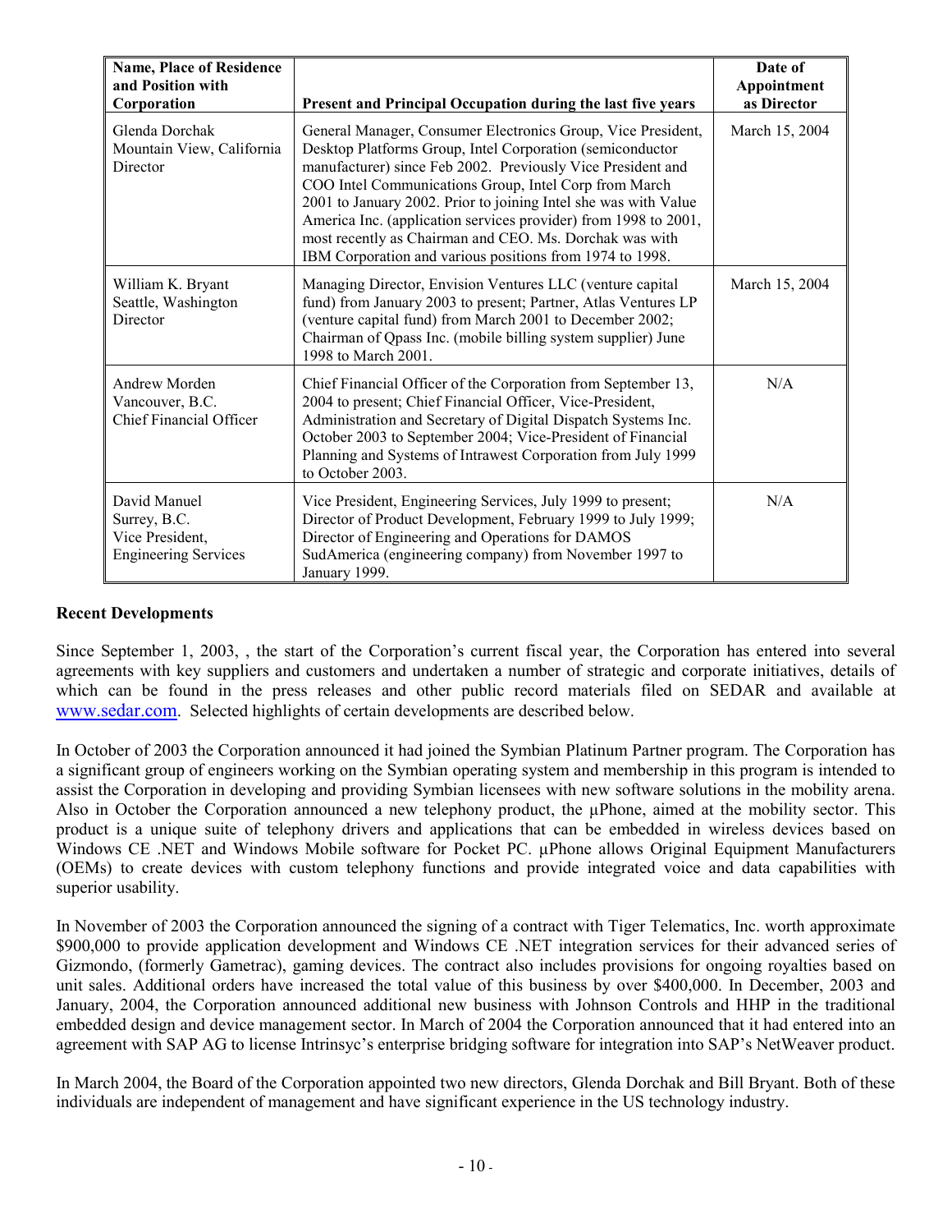| Name, Place of Residence and Position with Corporation | Present and Principal Occupation during the last five years | Date of Appointment as Director |
|---|---|---|
| Glenda Dorchak<br>Mountain View, California<br>Director | General Manager, Consumer Electronics Group, Vice President, Desktop Platforms Group, Intel Corporation (semiconductor manufacturer) since Feb 2002. Previously Vice President and COO Intel Communications Group, Intel Corp from March 2001 to January 2002. Prior to joining Intel she was with Value America Inc. (application services provider) from 1998 to 2001, most recently as Chairman and CEO. Ms. Dorchak was with IBM Corporation and various positions from 1974 to 1998. | March 15, 2004 |
| William K. Bryant<br>Seattle, Washington<br>Director | Managing Director, Envision Ventures LLC (venture capital fund) from January 2003 to present; Partner, Atlas Ventures LP (venture capital fund) from March 2001 to December 2002; Chairman of Qpass Inc. (mobile billing system supplier) June 1998 to March 2001. | March 15, 2004 |
| Andrew Morden<br>Vancouver, B.C.<br>Chief Financial Officer | Chief Financial Officer of the Corporation from September 13, 2004 to present; Chief Financial Officer, Vice-President, Administration and Secretary of Digital Dispatch Systems Inc. October 2003 to September 2004; Vice-President of Financial Planning and Systems of Intrawest Corporation from July 1999 to October 2003. | N/A |
| David Manuel<br>Surrey, B.C.<br>Vice President, Engineering Services | Vice President, Engineering Services, July 1999 to present; Director of Product Development, February 1999 to July 1999; Director of Engineering and Operations for DAMOS SudAmerica (engineering company) from November 1997 to January 1999. | N/A |

## Recent Developments

Since September 1, 2003, , the start of the Corporation's current fiscal year, the Corporation has entered into several agreements with key suppliers and customers and undertaken a number of strategic and corporate initiatives, details of which can be found in the press releases and other public record materials filed on SEDAR and available at www.sedar.com. Selected highlights of certain developments are described below.

In October of 2003 the Corporation announced it had joined the Symbian Platinum Partner program. The Corporation has a significant group of engineers working on the Symbian operating system and membership in this program is intended to assist the Corporation in developing and providing Symbian licensees with new software solutions in the mobility arena. Also in October the Corporation announced a new telephony product, the µPhone, aimed at the mobility sector. This product is a unique suite of telephony drivers and applications that can be embedded in wireless devices based on Windows CE .NET and Windows Mobile software for Pocket PC. µPhone allows Original Equipment Manufacturers (OEMs) to create devices with custom telephony functions and provide integrated voice and data capabilities with superior usability.

In November of 2003 the Corporation announced the signing of a contract with Tiger Telematics, Inc. worth approximate $900,000 to provide application development and Windows CE .NET integration services for their advanced series of Gizmondo, (formerly Gametrac), gaming devices. The contract also includes provisions for ongoing royalties based on unit sales. Additional orders have increased the total value of this business by over $400,000. In December, 2003 and January, 2004, the Corporation announced additional new business with Johnson Controls and HHP in the traditional embedded design and device management sector. In March of 2004 the Corporation announced that it had entered into an agreement with SAP AG to license Intrinsyc's enterprise bridging software for integration into SAP's NetWeaver product.

In March 2004, the Board of the Corporation appointed two new directors, Glenda Dorchak and Bill Bryant. Both of these individuals are independent of management and have significant experience in the US technology industry.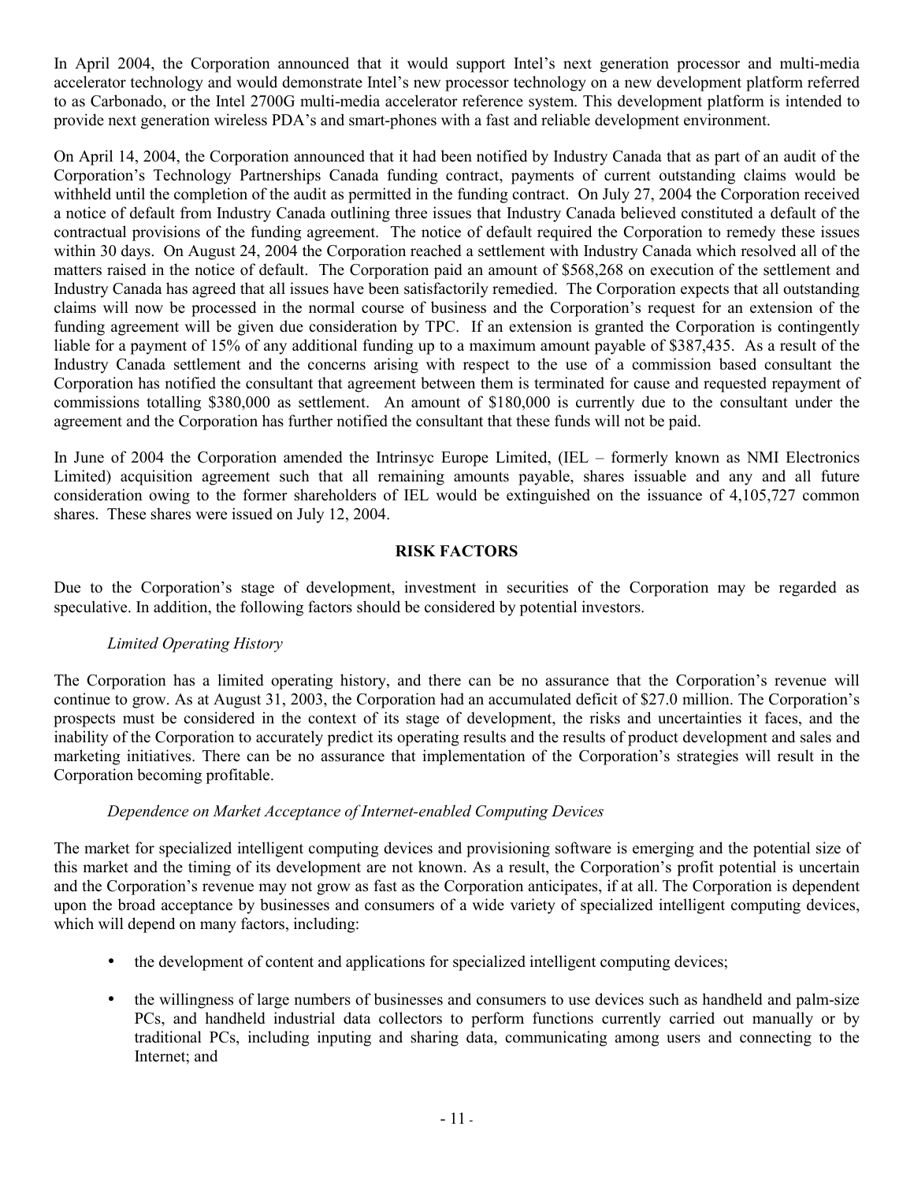In April 2004, the Corporation announced that it would support Intel's next generation processor and multi-media accelerator technology and would demonstrate Intel's new processor technology on a new development platform referred to as Carbonado, or the Intel 2700G multi-media accelerator reference system. This development platform is intended to provide next generation wireless PDA's and smart-phones with a fast and reliable development environment.

On April 14, 2004, the Corporation announced that it had been notified by Industry Canada that as part of an audit of the Corporation's Technology Partnerships Canada funding contract, payments of current outstanding claims would be withheld until the completion of the audit as permitted in the funding contract. On July 27, 2004 the Corporation received a notice of default from Industry Canada outlining three issues that Industry Canada believed constituted a default of the contractual provisions of the funding agreement. The notice of default required the Corporation to remedy these issues within 30 days. On August 24, 2004 the Corporation reached a settlement with Industry Canada which resolved all of the matters raised in the notice of default. The Corporation paid an amount of $568,268 on execution of the settlement and Industry Canada has agreed that all issues have been satisfactorily remedied. The Corporation expects that all outstanding claims will now be processed in the normal course of business and the Corporation's request for an extension of the funding agreement will be given due consideration by TPC. If an extension is granted the Corporation is contingently liable for a payment of 15% of any additional funding up to a maximum amount payable of $387,435. As a result of the Industry Canada settlement and the concerns arising with respect to the use of a commission based consultant the Corporation has notified the consultant that agreement between them is terminated for cause and requested repayment of commissions totalling $380,000 as settlement. An amount of $180,000 is currently due to the consultant under the agreement and the Corporation has further notified the consultant that these funds will not be paid.

In June of 2004 the Corporation amended the Intrinsyc Europe Limited, (IEL – formerly known as NMI Electronics Limited) acquisition agreement such that all remaining amounts payable, shares issuable and any and all future consideration owing to the former shareholders of IEL would be extinguished on the issuance of 4,105,727 common shares. These shares were issued on July 12, 2004.

## RISK FACTORS

Due to the Corporation's stage of development, investment in securities of the Corporation may be regarded as speculative. In addition, the following factors should be considered by potential investors.

*Limited Operating History*

The Corporation has a limited operating history, and there can be no assurance that the Corporation's revenue will continue to grow. As at August 31, 2003, the Corporation had an accumulated deficit of $27.0 million. The Corporation's prospects must be considered in the context of its stage of development, the risks and uncertainties it faces, and the inability of the Corporation to accurately predict its operating results and the results of product development and sales and marketing initiatives. There can be no assurance that implementation of the Corporation's strategies will result in the Corporation becoming profitable.

*Dependence on Market Acceptance of Internet-enabled Computing Devices*

The market for specialized intelligent computing devices and provisioning software is emerging and the potential size of this market and the timing of its development are not known. As a result, the Corporation's profit potential is uncertain and the Corporation's revenue may not grow as fast as the Corporation anticipates, if at all. The Corporation is dependent upon the broad acceptance by businesses and consumers of a wide variety of specialized intelligent computing devices, which will depend on many factors, including:

- the development of content and applications for specialized intelligent computing devices;
- the willingness of large numbers of businesses and consumers to use devices such as handheld and palm-size PCs, and handheld industrial data collectors to perform functions currently carried out manually or by traditional PCs, including inputing and sharing data, communicating among users and connecting to the Internet; and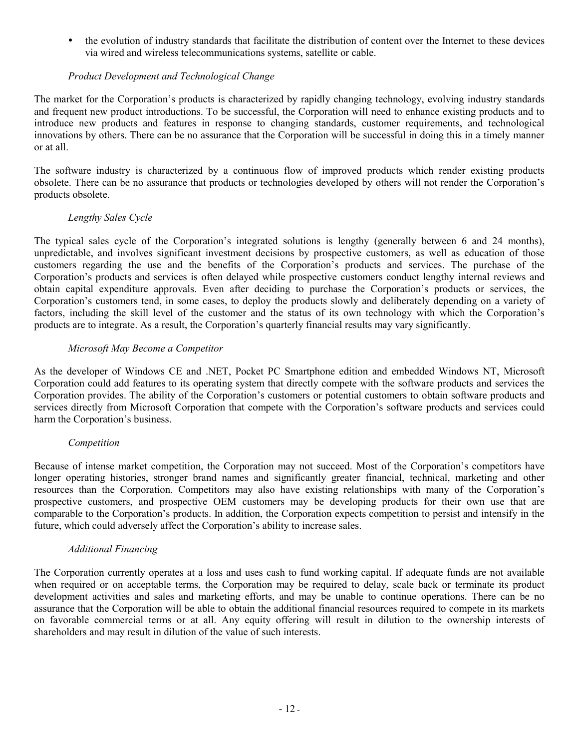- the evolution of industry standards that facilitate the distribution of content over the Internet to these devices via wired and wireless telecommunications systems, satellite or cable.

*Product Development and Technological Change*

The market for the Corporation's products is characterized by rapidly changing technology, evolving industry standards and frequent new product introductions. To be successful, the Corporation will need to enhance existing products and to introduce new products and features in response to changing standards, customer requirements, and technological innovations by others. There can be no assurance that the Corporation will be successful in doing this in a timely manner or at all.

The software industry is characterized by a continuous flow of improved products which render existing products obsolete. There can be no assurance that products or technologies developed by others will not render the Corporation's products obsolete.

*Lengthy Sales Cycle*

The typical sales cycle of the Corporation's integrated solutions is lengthy (generally between 6 and 24 months), unpredictable, and involves significant investment decisions by prospective customers, as well as education of those customers regarding the use and the benefits of the Corporation's products and services. The purchase of the Corporation's products and services is often delayed while prospective customers conduct lengthy internal reviews and obtain capital expenditure approvals. Even after deciding to purchase the Corporation's products or services, the Corporation's customers tend, in some cases, to deploy the products slowly and deliberately depending on a variety of factors, including the skill level of the customer and the status of its own technology with which the Corporation's products are to integrate. As a result, the Corporation's quarterly financial results may vary significantly.

*Microsoft May Become a Competitor*

As the developer of Windows CE and .NET, Pocket PC Smartphone edition and embedded Windows NT, Microsoft Corporation could add features to its operating system that directly compete with the software products and services the Corporation provides. The ability of the Corporation's customers or potential customers to obtain software products and services directly from Microsoft Corporation that compete with the Corporation's software products and services could harm the Corporation's business.

*Competition*

Because of intense market competition, the Corporation may not succeed. Most of the Corporation's competitors have longer operating histories, stronger brand names and significantly greater financial, technical, marketing and other resources than the Corporation. Competitors may also have existing relationships with many of the Corporation's prospective customers, and prospective OEM customers may be developing products for their own use that are comparable to the Corporation's products. In addition, the Corporation expects competition to persist and intensify in the future, which could adversely affect the Corporation's ability to increase sales.

*Additional Financing*

The Corporation currently operates at a loss and uses cash to fund working capital. If adequate funds are not available when required or on acceptable terms, the Corporation may be required to delay, scale back or terminate its product development activities and sales and marketing efforts, and may be unable to continue operations. There can be no assurance that the Corporation will be able to obtain the additional financial resources required to compete in its markets on favorable commercial terms or at all. Any equity offering will result in dilution to the ownership interests of shareholders and may result in dilution of the value of such interests.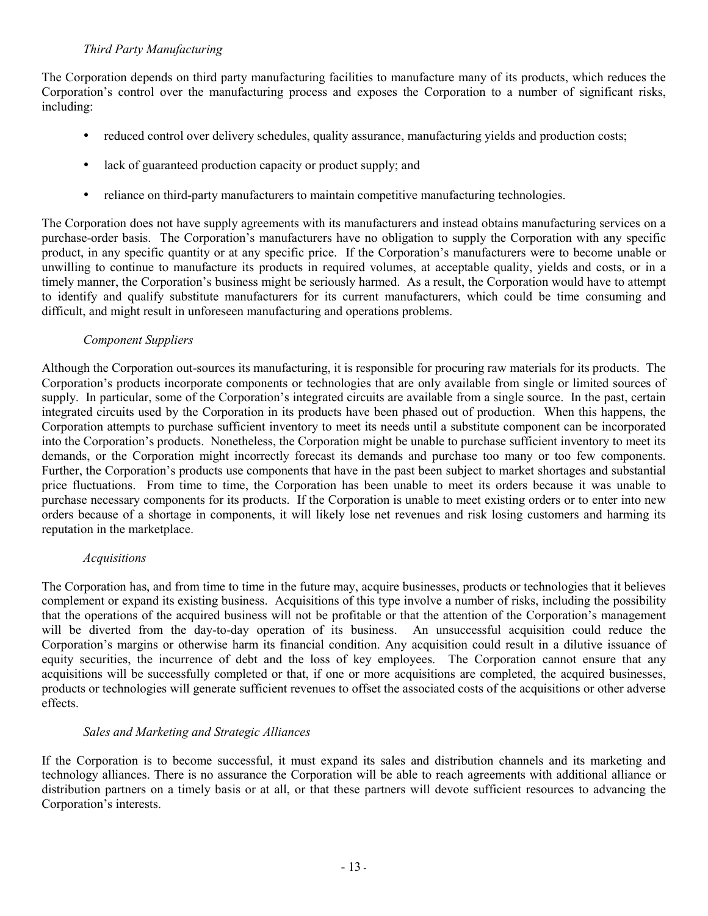*Third Party Manufacturing*

The Corporation depends on third party manufacturing facilities to manufacture many of its products, which reduces the Corporation's control over the manufacturing process and exposes the Corporation to a number of significant risks, including:

- reduced control over delivery schedules, quality assurance, manufacturing yields and production costs;
- lack of guaranteed production capacity or product supply; and
- reliance on third-party manufacturers to maintain competitive manufacturing technologies.

The Corporation does not have supply agreements with its manufacturers and instead obtains manufacturing services on a purchase-order basis. The Corporation's manufacturers have no obligation to supply the Corporation with any specific product, in any specific quantity or at any specific price. If the Corporation's manufacturers were to become unable or unwilling to continue to manufacture its products in required volumes, at acceptable quality, yields and costs, or in a timely manner, the Corporation's business might be seriously harmed. As a result, the Corporation would have to attempt to identify and qualify substitute manufacturers for its current manufacturers, which could be time consuming and difficult, and might result in unforeseen manufacturing and operations problems.

*Component Suppliers*

Although the Corporation out-sources its manufacturing, it is responsible for procuring raw materials for its products. The Corporation's products incorporate components or technologies that are only available from single or limited sources of supply. In particular, some of the Corporation's integrated circuits are available from a single source. In the past, certain integrated circuits used by the Corporation in its products have been phased out of production. When this happens, the Corporation attempts to purchase sufficient inventory to meet its needs until a substitute component can be incorporated into the Corporation's products. Nonetheless, the Corporation might be unable to purchase sufficient inventory to meet its demands, or the Corporation might incorrectly forecast its demands and purchase too many or too few components. Further, the Corporation's products use components that have in the past been subject to market shortages and substantial price fluctuations. From time to time, the Corporation has been unable to meet its orders because it was unable to purchase necessary components for its products. If the Corporation is unable to meet existing orders or to enter into new orders because of a shortage in components, it will likely lose net revenues and risk losing customers and harming its reputation in the marketplace.

*Acquisitions*

The Corporation has, and from time to time in the future may, acquire businesses, products or technologies that it believes complement or expand its existing business. Acquisitions of this type involve a number of risks, including the possibility that the operations of the acquired business will not be profitable or that the attention of the Corporation's management will be diverted from the day-to-day operation of its business. An unsuccessful acquisition could reduce the Corporation's margins or otherwise harm its financial condition. Any acquisition could result in a dilutive issuance of equity securities, the incurrence of debt and the loss of key employees. The Corporation cannot ensure that any acquisitions will be successfully completed or that, if one or more acquisitions are completed, the acquired businesses, products or technologies will generate sufficient revenues to offset the associated costs of the acquisitions or other adverse effects.

*Sales and Marketing and Strategic Alliances*

If the Corporation is to become successful, it must expand its sales and distribution channels and its marketing and technology alliances. There is no assurance the Corporation will be able to reach agreements with additional alliance or distribution partners on a timely basis or at all, or that these partners will devote sufficient resources to advancing the Corporation's interests.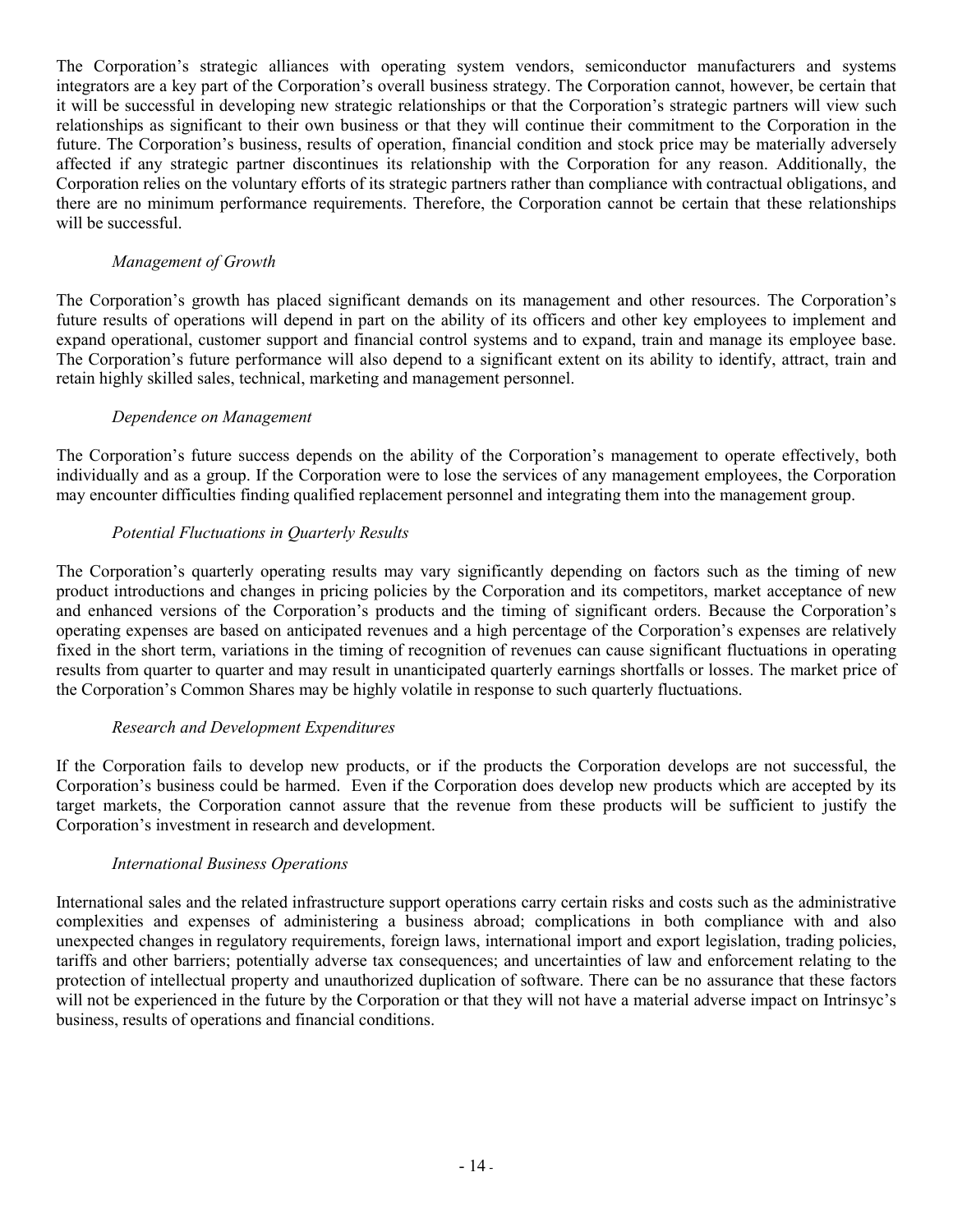The Corporation's strategic alliances with operating system vendors, semiconductor manufacturers and systems integrators are a key part of the Corporation's overall business strategy. The Corporation cannot, however, be certain that it will be successful in developing new strategic relationships or that the Corporation's strategic partners will view such relationships as significant to their own business or that they will continue their commitment to the Corporation in the future. The Corporation's business, results of operation, financial condition and stock price may be materially adversely affected if any strategic partner discontinues its relationship with the Corporation for any reason. Additionally, the Corporation relies on the voluntary efforts of its strategic partners rather than compliance with contractual obligations, and there are no minimum performance requirements. Therefore, the Corporation cannot be certain that these relationships will be successful.

*Management of Growth*

The Corporation's growth has placed significant demands on its management and other resources. The Corporation's future results of operations will depend in part on the ability of its officers and other key employees to implement and expand operational, customer support and financial control systems and to expand, train and manage its employee base. The Corporation's future performance will also depend to a significant extent on its ability to identify, attract, train and retain highly skilled sales, technical, marketing and management personnel.

*Dependence on Management*

The Corporation's future success depends on the ability of the Corporation's management to operate effectively, both individually and as a group. If the Corporation were to lose the services of any management employees, the Corporation may encounter difficulties finding qualified replacement personnel and integrating them into the management group.

*Potential Fluctuations in Quarterly Results*

The Corporation's quarterly operating results may vary significantly depending on factors such as the timing of new product introductions and changes in pricing policies by the Corporation and its competitors, market acceptance of new and enhanced versions of the Corporation's products and the timing of significant orders. Because the Corporation's operating expenses are based on anticipated revenues and a high percentage of the Corporation's expenses are relatively fixed in the short term, variations in the timing of recognition of revenues can cause significant fluctuations in operating results from quarter to quarter and may result in unanticipated quarterly earnings shortfalls or losses. The market price of the Corporation's Common Shares may be highly volatile in response to such quarterly fluctuations.

*Research and Development Expenditures*

If the Corporation fails to develop new products, or if the products the Corporation develops are not successful, the Corporation's business could be harmed. Even if the Corporation does develop new products which are accepted by its target markets, the Corporation cannot assure that the revenue from these products will be sufficient to justify the Corporation's investment in research and development.

*International Business Operations*

International sales and the related infrastructure support operations carry certain risks and costs such as the administrative complexities and expenses of administering a business abroad; complications in both compliance with and also unexpected changes in regulatory requirements, foreign laws, international import and export legislation, trading policies, tariffs and other barriers; potentially adverse tax consequences; and uncertainties of law and enforcement relating to the protection of intellectual property and unauthorized duplication of software. There can be no assurance that these factors will not be experienced in the future by the Corporation or that they will not have a material adverse impact on Intrinsyc's business, results of operations and financial conditions.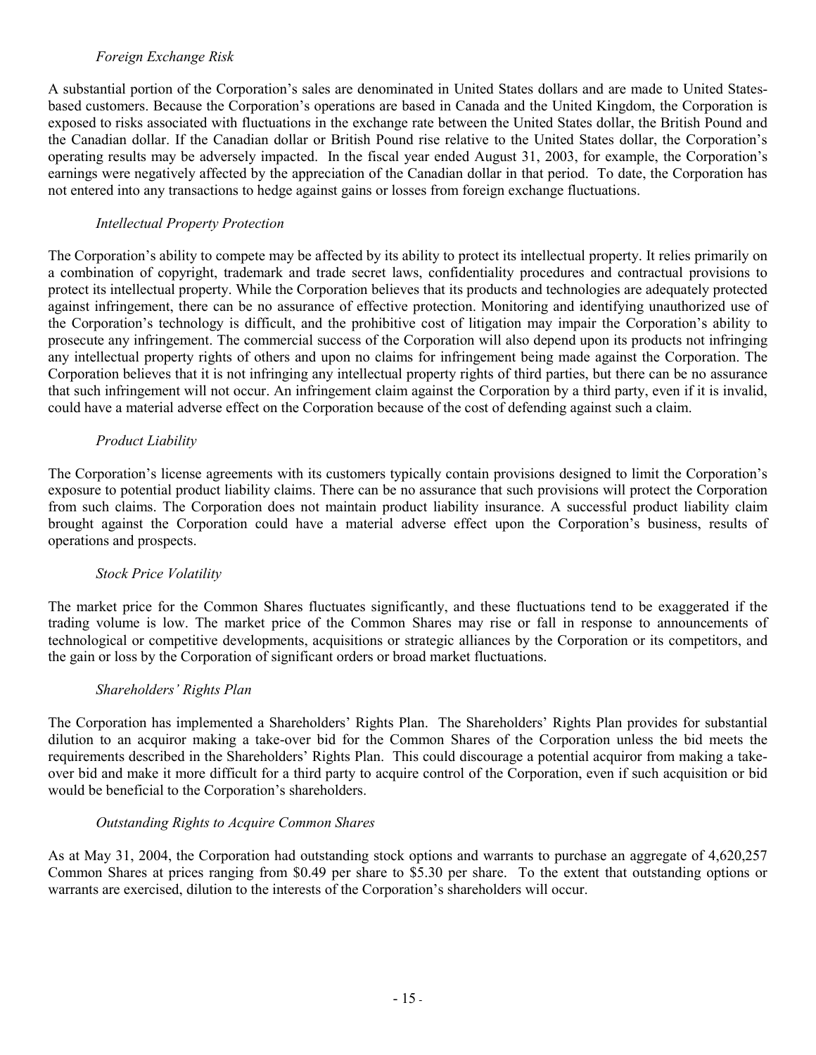*Foreign Exchange Risk*

A substantial portion of the Corporation's sales are denominated in United States dollars and are made to United States-based customers. Because the Corporation's operations are based in Canada and the United Kingdom, the Corporation is exposed to risks associated with fluctuations in the exchange rate between the United States dollar, the British Pound and the Canadian dollar. If the Canadian dollar or British Pound rise relative to the United States dollar, the Corporation's operating results may be adversely impacted. In the fiscal year ended August 31, 2003, for example, the Corporation's earnings were negatively affected by the appreciation of the Canadian dollar in that period. To date, the Corporation has not entered into any transactions to hedge against gains or losses from foreign exchange fluctuations.

*Intellectual Property Protection*

The Corporation's ability to compete may be affected by its ability to protect its intellectual property. It relies primarily on a combination of copyright, trademark and trade secret laws, confidentiality procedures and contractual provisions to protect its intellectual property. While the Corporation believes that its products and technologies are adequately protected against infringement, there can be no assurance of effective protection. Monitoring and identifying unauthorized use of the Corporation's technology is difficult, and the prohibitive cost of litigation may impair the Corporation's ability to prosecute any infringement. The commercial success of the Corporation will also depend upon its products not infringing any intellectual property rights of others and upon no claims for infringement being made against the Corporation. The Corporation believes that it is not infringing any intellectual property rights of third parties, but there can be no assurance that such infringement will not occur. An infringement claim against the Corporation by a third party, even if it is invalid, could have a material adverse effect on the Corporation because of the cost of defending against such a claim.

*Product Liability*

The Corporation's license agreements with its customers typically contain provisions designed to limit the Corporation's exposure to potential product liability claims. There can be no assurance that such provisions will protect the Corporation from such claims. The Corporation does not maintain product liability insurance. A successful product liability claim brought against the Corporation could have a material adverse effect upon the Corporation's business, results of operations and prospects.

*Stock Price Volatility*

The market price for the Common Shares fluctuates significantly, and these fluctuations tend to be exaggerated if the trading volume is low. The market price of the Common Shares may rise or fall in response to announcements of technological or competitive developments, acquisitions or strategic alliances by the Corporation or its competitors, and the gain or loss by the Corporation of significant orders or broad market fluctuations.

*Shareholders' Rights Plan*

The Corporation has implemented a Shareholders' Rights Plan. The Shareholders' Rights Plan provides for substantial dilution to an acquiror making a take-over bid for the Common Shares of the Corporation unless the bid meets the requirements described in the Shareholders' Rights Plan. This could discourage a potential acquiror from making a take-over bid and make it more difficult for a third party to acquire control of the Corporation, even if such acquisition or bid would be beneficial to the Corporation's shareholders.

*Outstanding Rights to Acquire Common Shares*

As at May 31, 2004, the Corporation had outstanding stock options and warrants to purchase an aggregate of 4,620,257 Common Shares at prices ranging from $0.49 per share to $5.30 per share. To the extent that outstanding options or warrants are exercised, dilution to the interests of the Corporation's shareholders will occur.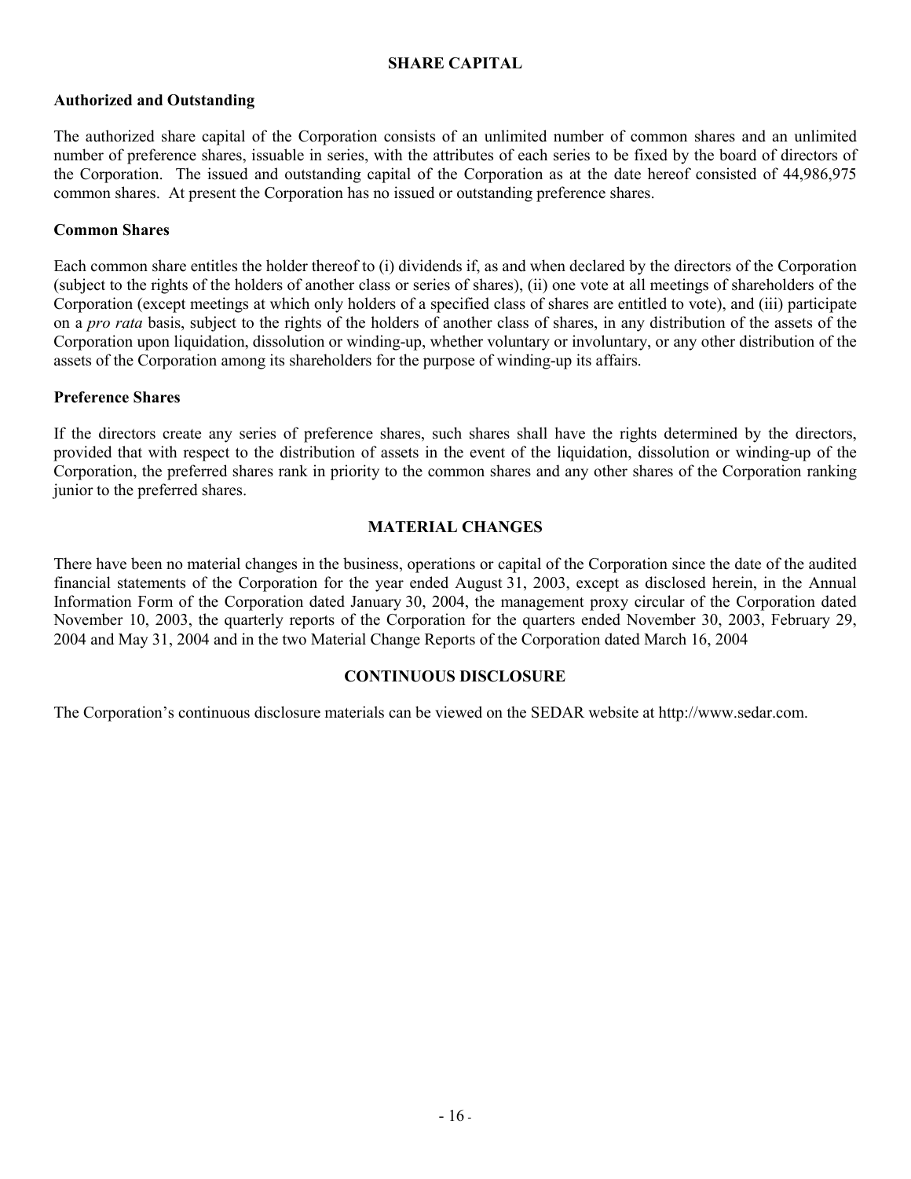## SHARE CAPITAL

### Authorized and Outstanding

The authorized share capital of the Corporation consists of an unlimited number of common shares and an unlimited number of preference shares, issuable in series, with the attributes of each series to be fixed by the board of directors of the Corporation. The issued and outstanding capital of the Corporation as at the date hereof consisted of 44,986,975 common shares. At present the Corporation has no issued or outstanding preference shares.

### Common Shares

Each common share entitles the holder thereof to (i) dividends if, as and when declared by the directors of the Corporation (subject to the rights of the holders of another class or series of shares), (ii) one vote at all meetings of shareholders of the Corporation (except meetings at which only holders of a specified class of shares are entitled to vote), and (iii) participate on a *pro rata* basis, subject to the rights of the holders of another class of shares, in any distribution of the assets of the Corporation upon liquidation, dissolution or winding-up, whether voluntary or involuntary, or any other distribution of the assets of the Corporation among its shareholders for the purpose of winding-up its affairs.

### Preference Shares

If the directors create any series of preference shares, such shares shall have the rights determined by the directors, provided that with respect to the distribution of assets in the event of the liquidation, dissolution or winding-up of the Corporation, the preferred shares rank in priority to the common shares and any other shares of the Corporation ranking junior to the preferred shares.

## MATERIAL CHANGES

There have been no material changes in the business, operations or capital of the Corporation since the date of the audited financial statements of the Corporation for the year ended August 31, 2003, except as disclosed herein, in the Annual Information Form of the Corporation dated January 30, 2004, the management proxy circular of the Corporation dated November 10, 2003, the quarterly reports of the Corporation for the quarters ended November 30, 2003, February 29, 2004 and May 31, 2004 and in the two Material Change Reports of the Corporation dated March 16, 2004

## CONTINUOUS DISCLOSURE

The Corporation's continuous disclosure materials can be viewed on the SEDAR website at http://www.sedar.com.